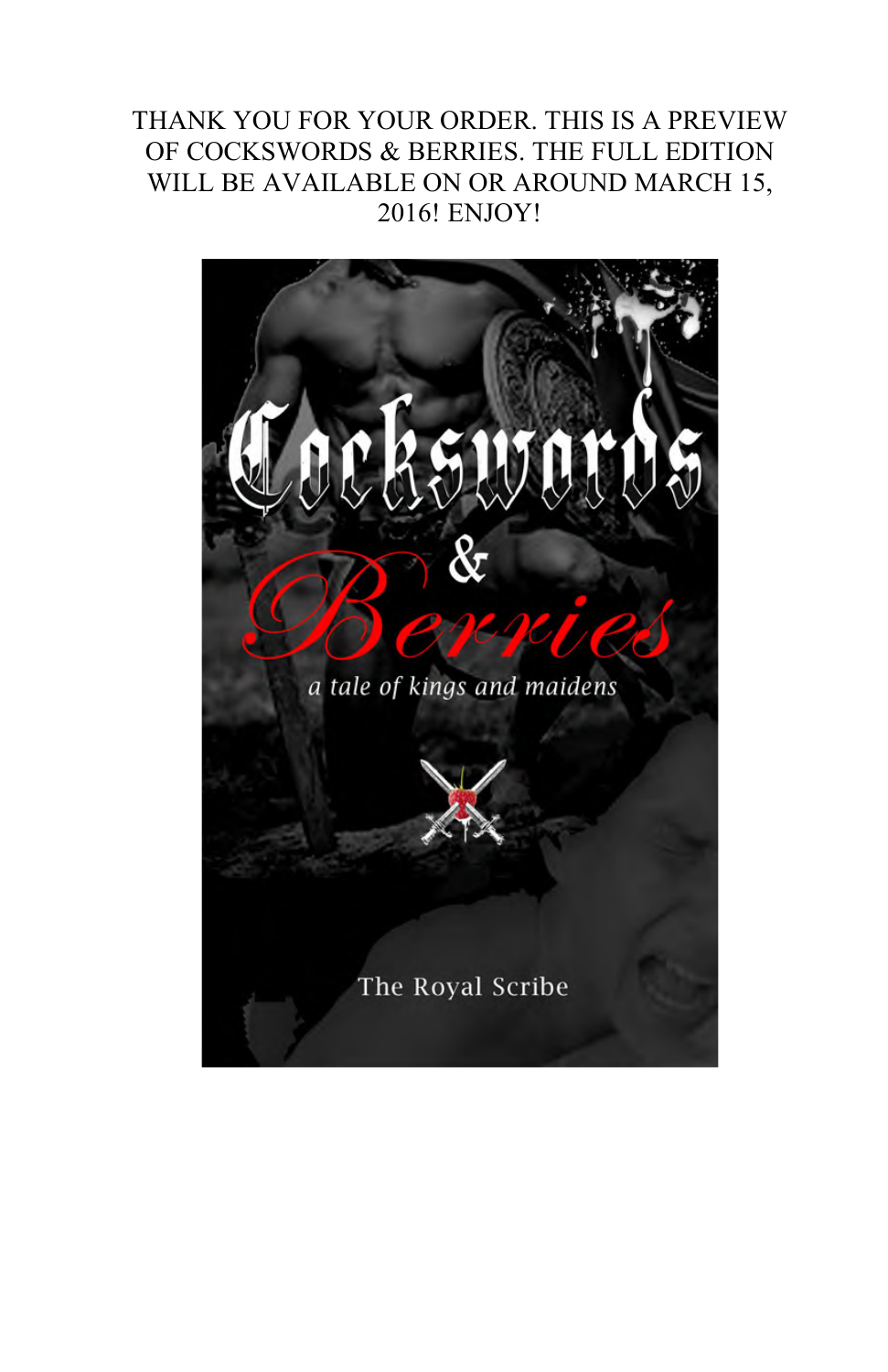THANK YOU FOR YOUR ORDER. THIS IS A PREVIEW OF COCKSWORDS & BERRIES. THE FULL EDITION WILL BE AVAILABLE ON OR AROUND MARCH 15, 2016! ENJOY!

# Cockswords & Berries

*a tale of kings and maidens*

The Royal Scribe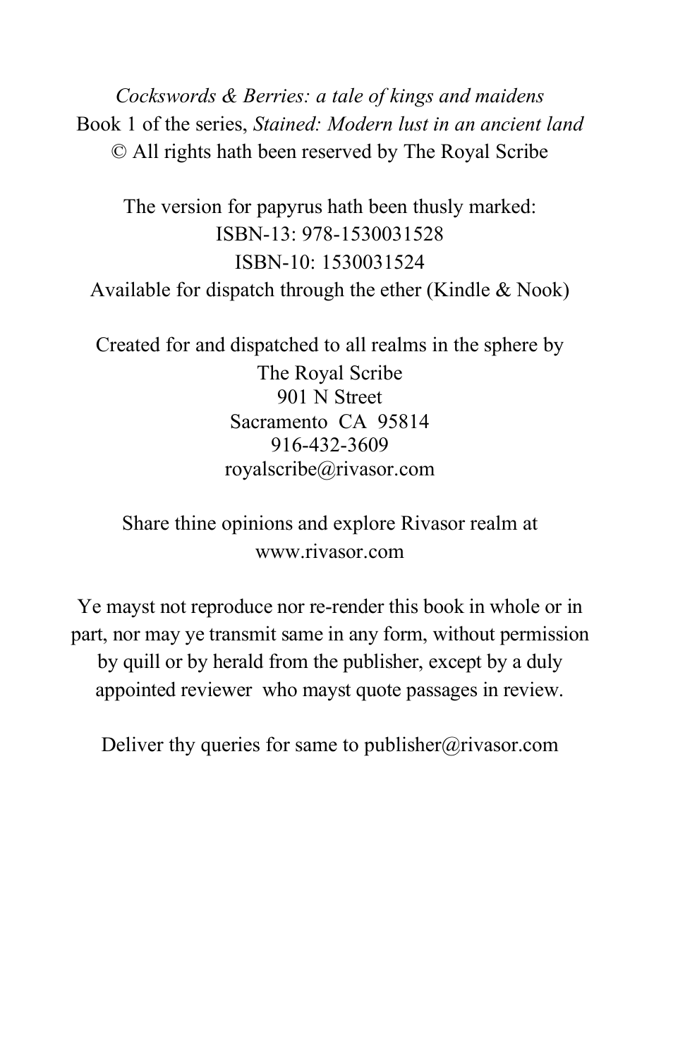*Cockswords & Berries: a tale of kings and maidens*
Book 1 of the series, *Stained: Modern lust in an ancient land*
© All rights hath been reserved by The Royal Scribe

The version for papyrus hath been thusly marked:
ISBN-13: 978-1530031528
ISBN-10: 1530031524
Available for dispatch through the ether (Kindle & Nook)

Created for and dispatched to all realms in the sphere by
The Royal Scribe
901 N Street
Sacramento CA 95814
916-432-3609
royalscribe@rivasor.com

Share thine opinions and explore Rivasor realm at
www.rivasor.com

Ye mayst not reproduce nor re-render this book in whole or in part, nor may ye transmit same in any form, without permission by quill or by herald from the publisher, except by a duly appointed reviewer who mayst quote passages in review.

Deliver thy queries for same to publisher@rivasor.com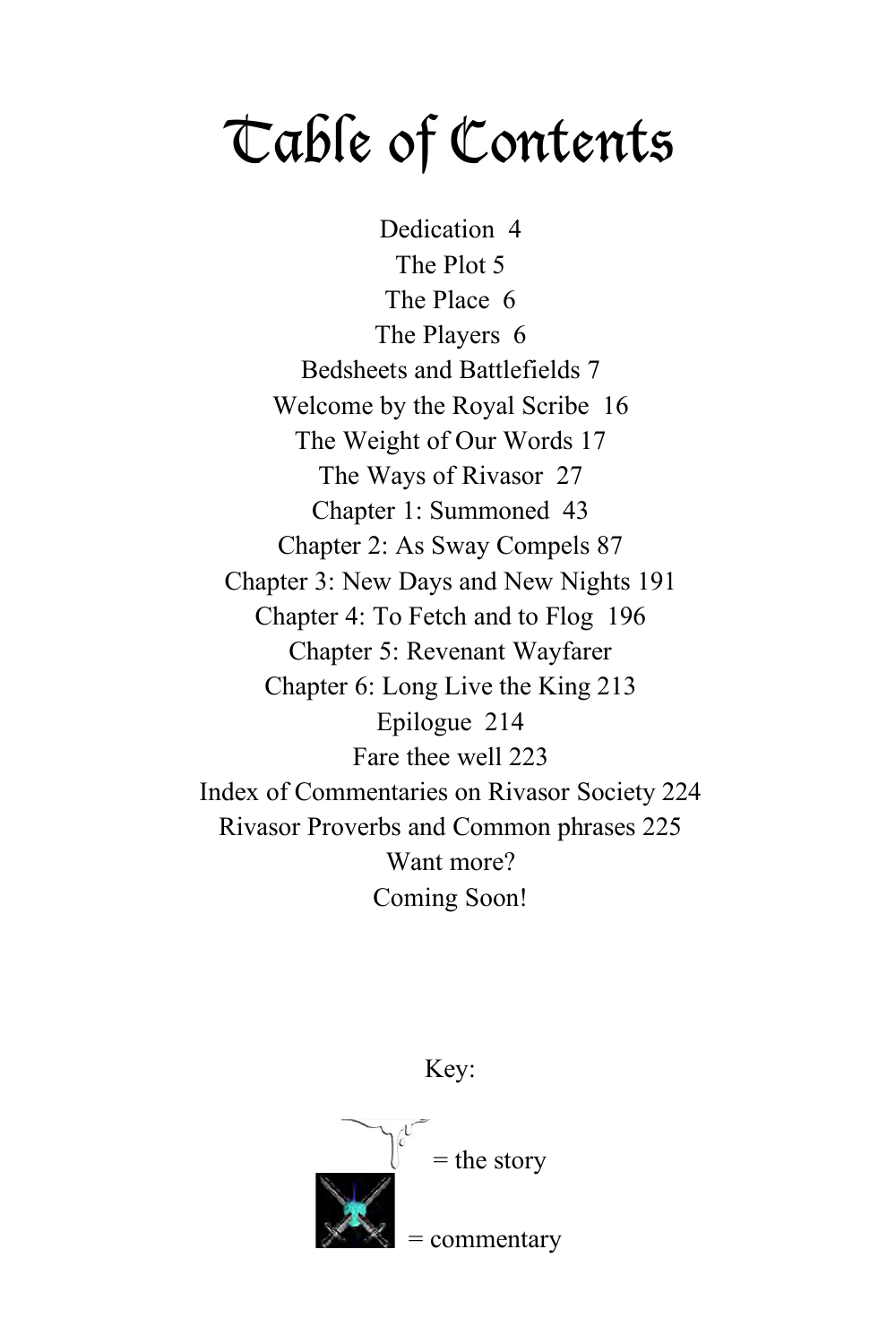# Table of Contents

Dedication 4
The Plot 5
The Place 6
The Players 6
Bedsheets and Battlefields 7
Welcome by the Royal Scribe 16
The Weight of Our Words 17
The Ways of Rivasor 27
Chapter 1: Summoned 43
Chapter 2: As Sway Compels 87
Chapter 3: New Days and New Nights 191
Chapter 4: To Fetch and to Flog 196
Chapter 5: Revenant Wayfarer
Chapter 6: Long Live the King 213
Epilogue 214
Fare thee well 223
Index of Commentaries on Rivasor Society 224
Rivasor Proverbs and Common phrases 225
Want more?
Coming Soon!

Key:

= the story

= commentary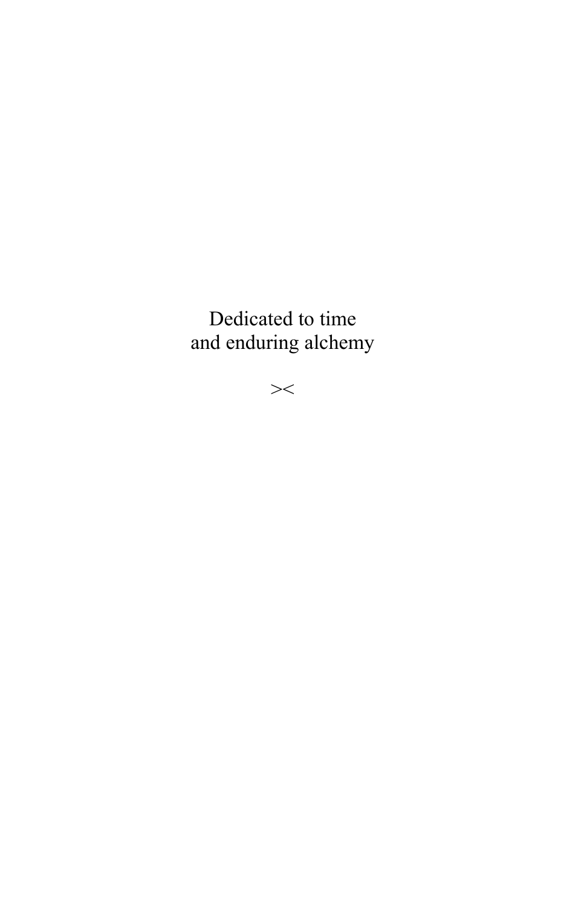Dedicated to time
and enduring alchemy

><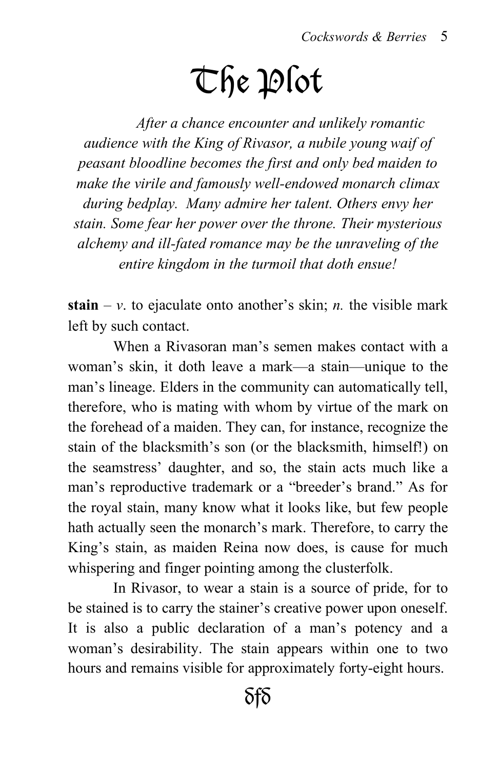# The Plot

*After a chance encounter and unlikely romantic audience with the King of Rivasor, a nubile young waif of peasant bloodline becomes the first and only bed maiden to make the virile and famously well-endowed monarch climax during bedplay. Many admire her talent. Others envy her stain. Some fear her power over the throne. Their mysterious alchemy and ill-fated romance may be the unraveling of the entire kingdom in the turmoil that doth ensue!*

**stain** – *v*. to ejaculate onto another's skin; *n.* the visible mark left by such contact.

When a Rivasoran man's semen makes contact with a woman's skin, it doth leave a mark—a stain—unique to the man's lineage. Elders in the community can automatically tell, therefore, who is mating with whom by virtue of the mark on the forehead of a maiden. They can, for instance, recognize the stain of the blacksmith's son (or the blacksmith, himself!) on the seamstress' daughter, and so, the stain acts much like a man's reproductive trademark or a "breeder's brand." As for the royal stain, many know what it looks like, but few people hath actually seen the monarch's mark. Therefore, to carry the King's stain, as maiden Reina now does, is cause for much whispering and finger pointing among the clusterfolk.

In Rivasor, to wear a stain is a source of pride, for to be stained is to carry the stainer's creative power upon oneself. It is also a public declaration of a man's potency and a woman's desirability. The stain appears within one to two hours and remains visible for approximately forty-eight hours.

δfδ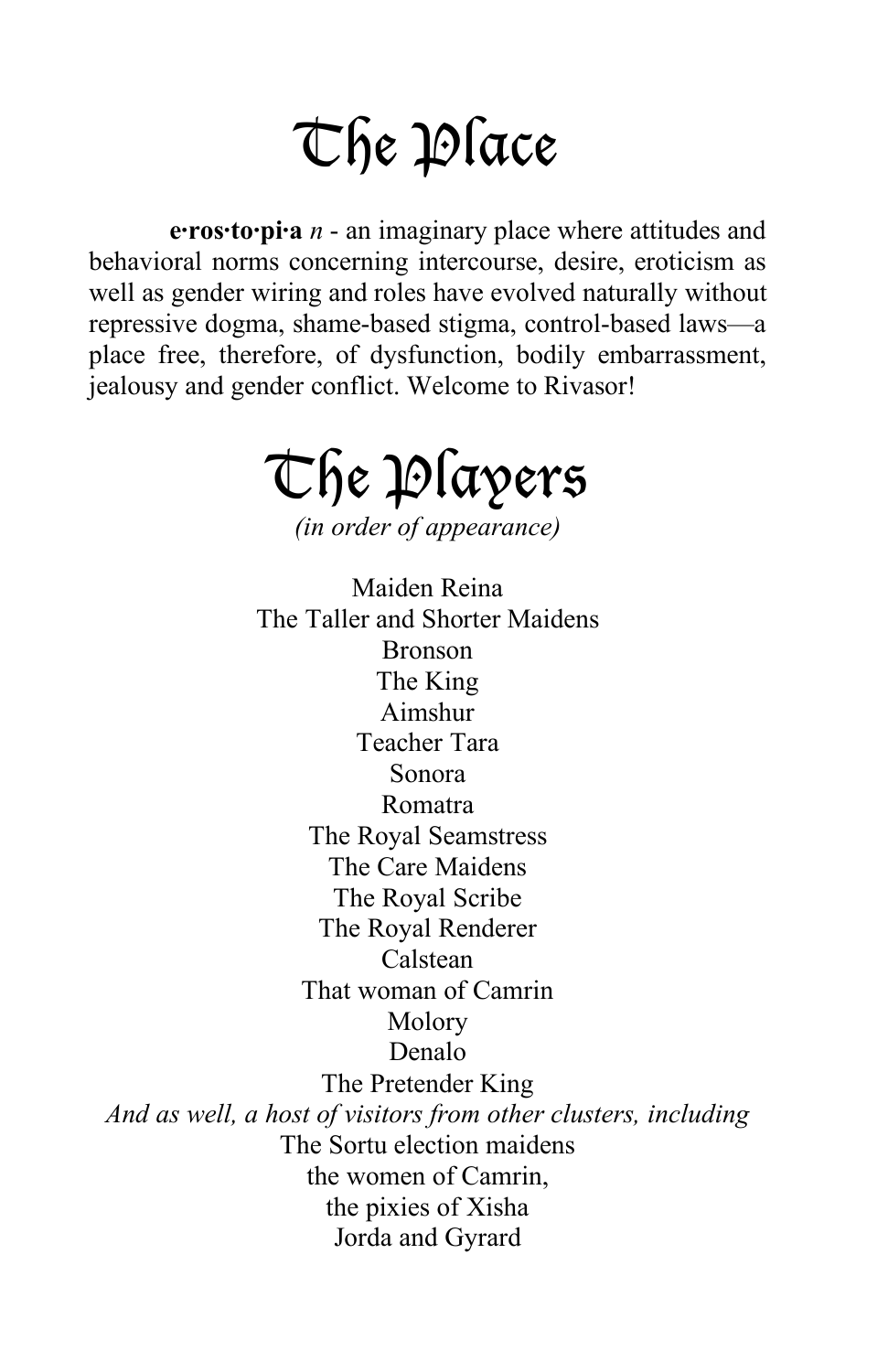# The Place

**e·ros·to·pi·a** *n* - an imaginary place where attitudes and behavioral norms concerning intercourse, desire, eroticism as well as gender wiring and roles have evolved naturally without repressive dogma, shame-based stigma, control-based laws—a place free, therefore, of dysfunction, bodily embarrassment, jealousy and gender conflict. Welcome to Rivasor!

# The Players

*(in order of appearance)*

Maiden Reina
The Taller and Shorter Maidens
Bronson
The King
Aimshur
Teacher Tara
Sonora
Romatra
The Royal Seamstress
The Care Maidens
The Royal Scribe
The Royal Renderer
Calstean
That woman of Camrin
Molory
Denalo
The Pretender King

*And as well, a host of visitors from other clusters, including*

The Sortu election maidens
the women of Camrin,
the pixies of Xisha
Jorda and Gyrard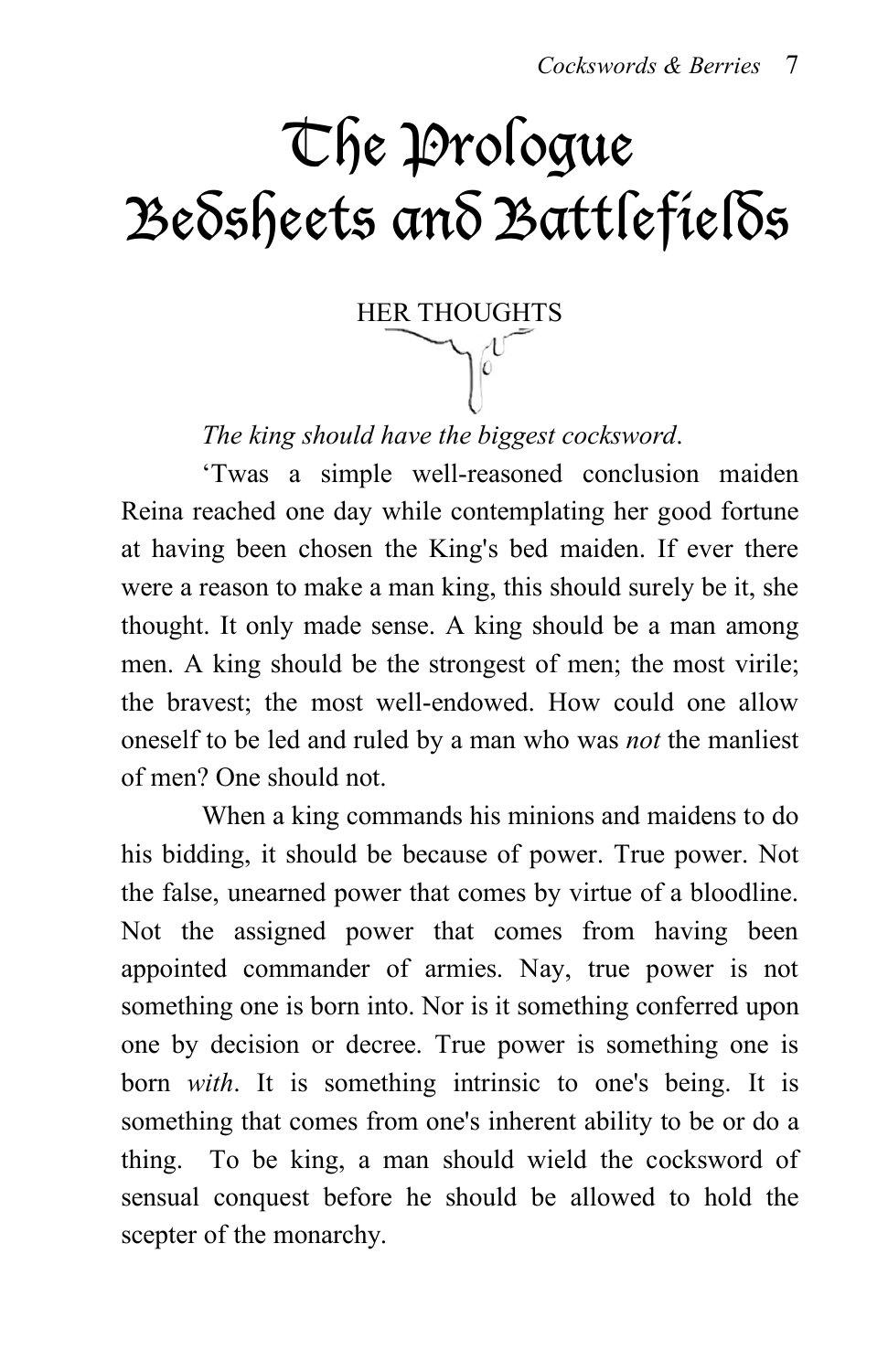# The Prologue
# Bedsheets and Battlefields

HER THOUGHTS

*The king should have the biggest cocksword*.

'Twas a simple well-reasoned conclusion maiden Reina reached one day while contemplating her good fortune at having been chosen the King's bed maiden. If ever there were a reason to make a man king, this should surely be it, she thought. It only made sense. A king should be a man among men. A king should be the strongest of men; the most virile; the bravest; the most well-endowed. How could one allow oneself to be led and ruled by a man who was *not* the manliest of men? One should not.

When a king commands his minions and maidens to do his bidding, it should be because of power. True power. Not the false, unearned power that comes by virtue of a bloodline. Not the assigned power that comes from having been appointed commander of armies. Nay, true power is not something one is born into. Nor is it something conferred upon one by decision or decree. True power is something one is born *with*. It is something intrinsic to one's being. It is something that comes from one's inherent ability to be or do a thing. To be king, a man should wield the cocksword of sensual conquest before he should be allowed to hold the scepter of the monarchy.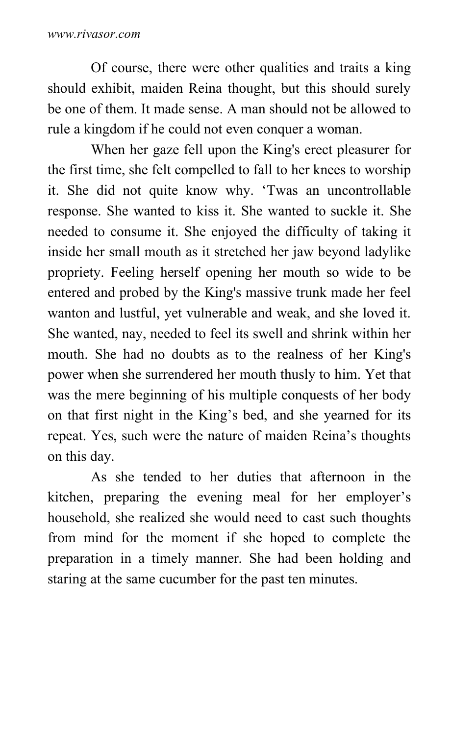Of course, there were other qualities and traits a king should exhibit, maiden Reina thought, but this should surely be one of them. It made sense. A man should not be allowed to rule a kingdom if he could not even conquer a woman.

When her gaze fell upon the King's erect pleasurer for the first time, she felt compelled to fall to her knees to worship it. She did not quite know why. 'Twas an uncontrollable response. She wanted to kiss it. She wanted to suckle it. She needed to consume it. She enjoyed the difficulty of taking it inside her small mouth as it stretched her jaw beyond ladylike propriety. Feeling herself opening her mouth so wide to be entered and probed by the King's massive trunk made her feel wanton and lustful, yet vulnerable and weak, and she loved it. She wanted, nay, needed to feel its swell and shrink within her mouth. She had no doubts as to the realness of her King's power when she surrendered her mouth thusly to him. Yet that was the mere beginning of his multiple conquests of her body on that first night in the King's bed, and she yearned for its repeat. Yes, such were the nature of maiden Reina's thoughts on this day.

As she tended to her duties that afternoon in the kitchen, preparing the evening meal for her employer's household, she realized she would need to cast such thoughts from mind for the moment if she hoped to complete the preparation in a timely manner. She had been holding and staring at the same cucumber for the past ten minutes.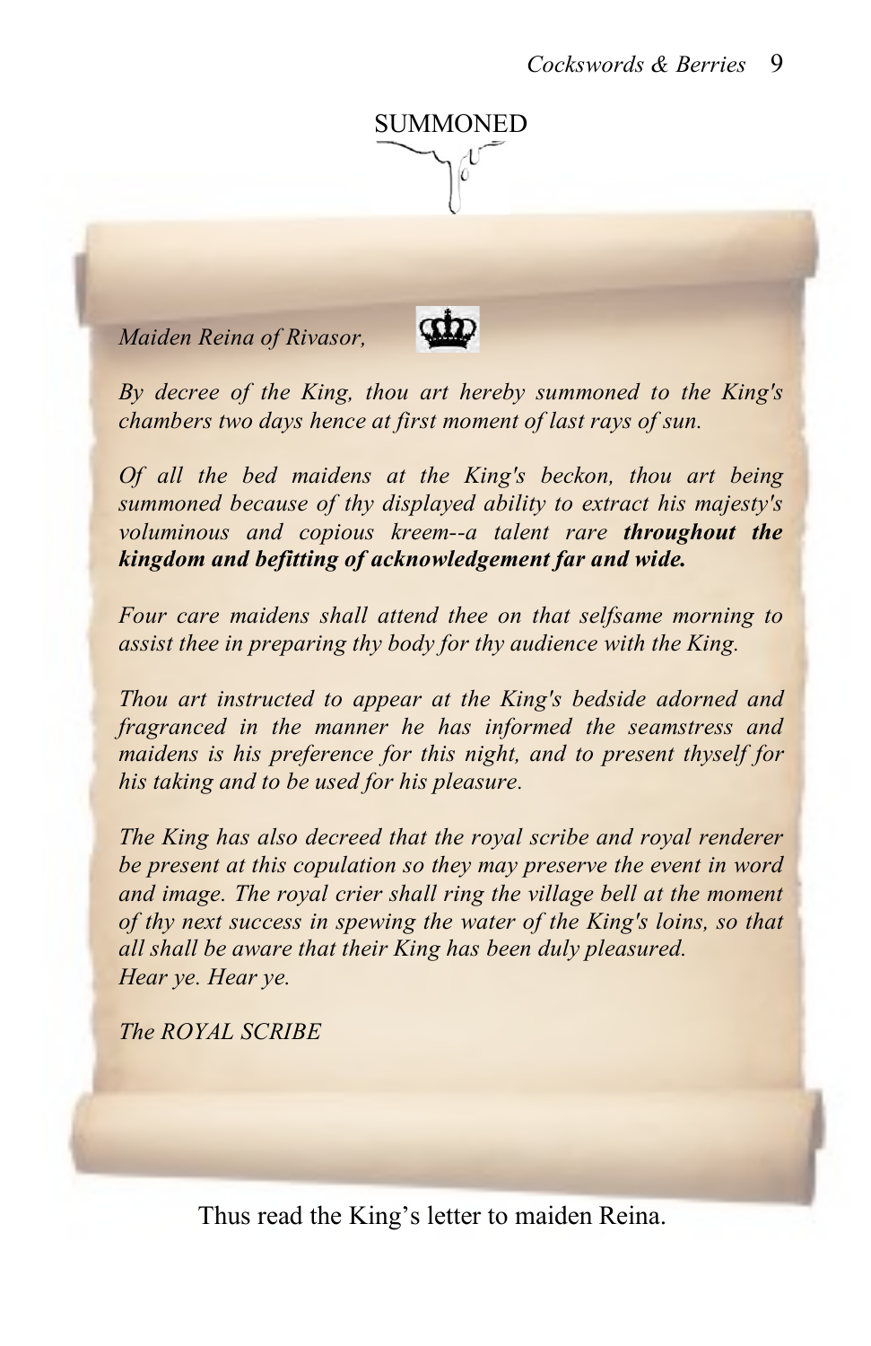## SUMMONED

*Maiden Reina of Rivasor,*

*By decree of the King, thou art hereby summoned to the King's chambers two days hence at first moment of last rays of sun.*

*Of all the bed maidens at the King's beckon, thou art being summoned because of thy displayed ability to extract his majesty's voluminous and copious kreem--a talent rare* ***throughout the kingdom and befitting of acknowledgement far and wide.***

*Four care maidens shall attend thee on that selfsame morning to assist thee in preparing thy body for thy audience with the King.*

*Thou art instructed to appear at the King's bedside adorned and fragranced in the manner he has informed the seamstress and maidens is his preference for this night, and to present thyself for his taking and to be used for his pleasure.*

*The King has also decreed that the royal scribe and royal renderer be present at this copulation so they may preserve the event in word and image. The royal crier shall ring the village bell at the moment of thy next success in spewing the water of the King's loins, so that all shall be aware that their King has been duly pleasured.*
*Hear ye. Hear ye.*

*The ROYAL SCRIBE*

Thus read the King's letter to maiden Reina.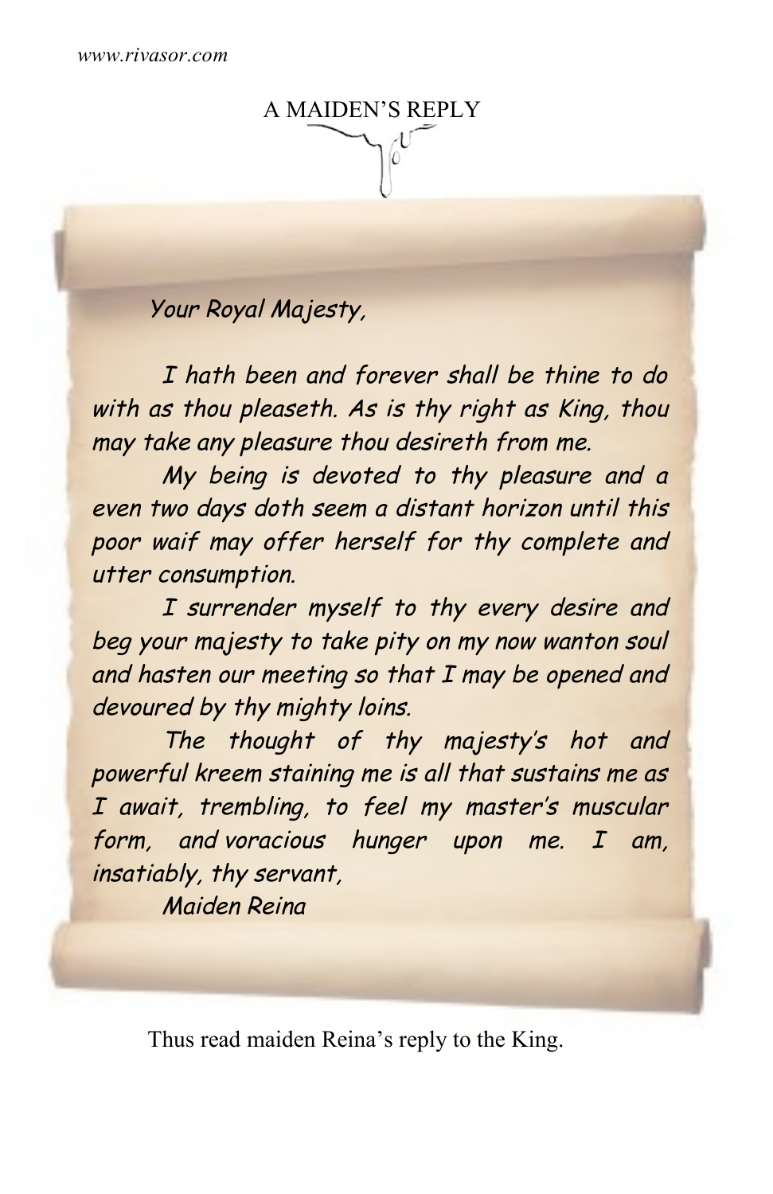# A MAIDEN'S REPLY

*Your Royal Majesty,*

*I hath been and forever shall be thine to do with as thou pleaseth. As is thy right as King, thou may take any pleasure thou desireth from me.*

*My being is devoted to thy pleasure and a even two days doth seem a distant horizon until this poor waif may offer herself for thy complete and utter consumption.*

*I surrender myself to thy every desire and beg your majesty to take pity on my now wanton soul and hasten our meeting so that I may be opened and devoured by thy mighty loins.*

*The thought of thy majesty's hot and powerful kreem staining me is all that sustains me as I await, trembling, to feel my master's muscular form, and voracious hunger upon me. I am, insatiably, thy servant,*

*Maiden Reina*

Thus read maiden Reina's reply to the King.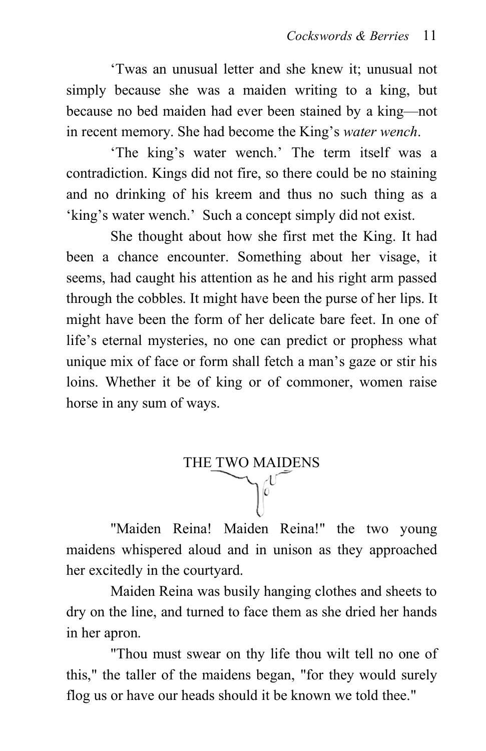'Twas an unusual letter and she knew it; unusual not simply because she was a maiden writing to a king, but because no bed maiden had ever been stained by a king—not in recent memory. She had become the King's *water wench*.

'The king's water wench.' The term itself was a contradiction. Kings did not fire, so there could be no staining and no drinking of his kreem and thus no such thing as a 'king's water wench.' Such a concept simply did not exist.

She thought about how she first met the King. It had been a chance encounter. Something about her visage, it seems, had caught his attention as he and his right arm passed through the cobbles. It might have been the purse of her lips. It might have been the form of her delicate bare feet. In one of life's eternal mysteries, no one can predict or prophess what unique mix of face or form shall fetch a man's gaze or stir his loins. Whether it be of king or of commoner, women raise horse in any sum of ways.

## THE TWO MAIDENS

"Maiden Reina! Maiden Reina!" the two young maidens whispered aloud and in unison as they approached her excitedly in the courtyard.

Maiden Reina was busily hanging clothes and sheets to dry on the line, and turned to face them as she dried her hands in her apron.

"Thou must swear on thy life thou wilt tell no one of this," the taller of the maidens began, "for they would surely flog us or have our heads should it be known we told thee."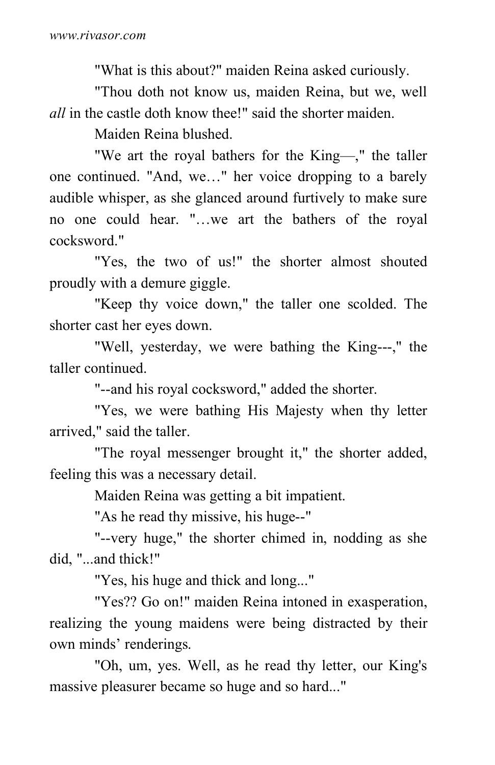"What is this about?" maiden Reina asked curiously.

"Thou doth not know us, maiden Reina, but we, well *all* in the castle doth know thee!" said the shorter maiden.

Maiden Reina blushed.

"We art the royal bathers for the King—," the taller one continued. "And, we…" her voice dropping to a barely audible whisper, as she glanced around furtively to make sure no one could hear. "…we art the bathers of the royal cocksword."

"Yes, the two of us!" the shorter almost shouted proudly with a demure giggle.

"Keep thy voice down," the taller one scolded. The shorter cast her eyes down.

"Well, yesterday, we were bathing the King---," the taller continued.

"--and his royal cocksword," added the shorter.

"Yes, we were bathing His Majesty when thy letter arrived," said the taller.

"The royal messenger brought it," the shorter added, feeling this was a necessary detail.

Maiden Reina was getting a bit impatient.

"As he read thy missive, his huge--"

"--very huge," the shorter chimed in, nodding as she did, "...and thick!"

"Yes, his huge and thick and long..."

"Yes?? Go on!" maiden Reina intoned in exasperation, realizing the young maidens were being distracted by their own minds' renderings.

"Oh, um, yes. Well, as he read thy letter, our King's massive pleasurer became so huge and so hard..."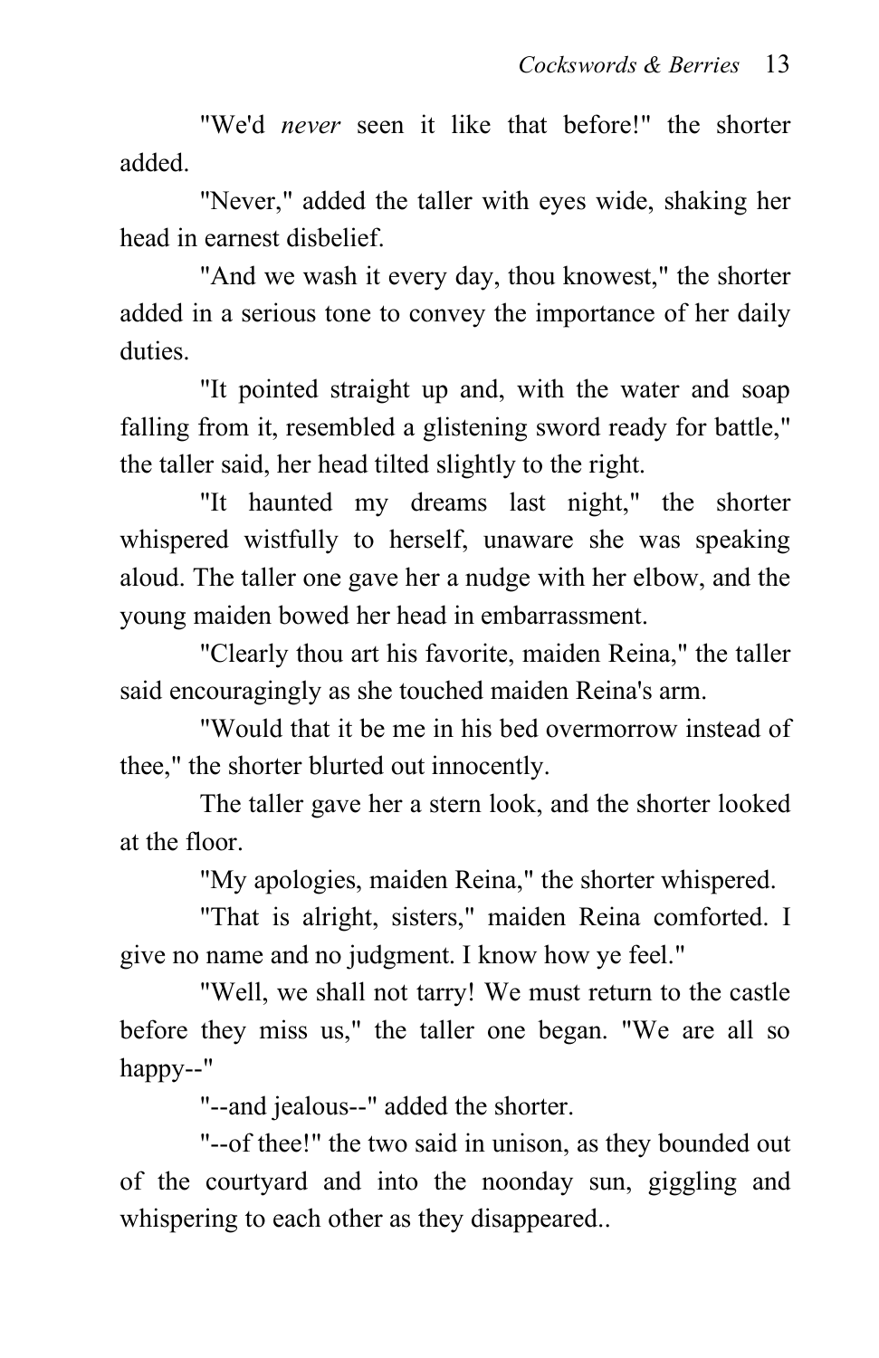"We'd *never* seen it like that before!" the shorter added.

"Never," added the taller with eyes wide, shaking her head in earnest disbelief.

"And we wash it every day, thou knowest," the shorter added in a serious tone to convey the importance of her daily duties.

"It pointed straight up and, with the water and soap falling from it, resembled a glistening sword ready for battle," the taller said, her head tilted slightly to the right.

"It haunted my dreams last night," the shorter whispered wistfully to herself, unaware she was speaking aloud. The taller one gave her a nudge with her elbow, and the young maiden bowed her head in embarrassment.

"Clearly thou art his favorite, maiden Reina," the taller said encouragingly as she touched maiden Reina's arm.

"Would that it be me in his bed overmorrow instead of thee," the shorter blurted out innocently.

The taller gave her a stern look, and the shorter looked at the floor.

"My apologies, maiden Reina," the shorter whispered.

"That is alright, sisters," maiden Reina comforted. I give no name and no judgment. I know how ye feel."

"Well, we shall not tarry! We must return to the castle before they miss us," the taller one began. "We are all so happy--"

"--and jealous--" added the shorter.

"--of thee!" the two said in unison, as they bounded out of the courtyard and into the noonday sun, giggling and whispering to each other as they disappeared..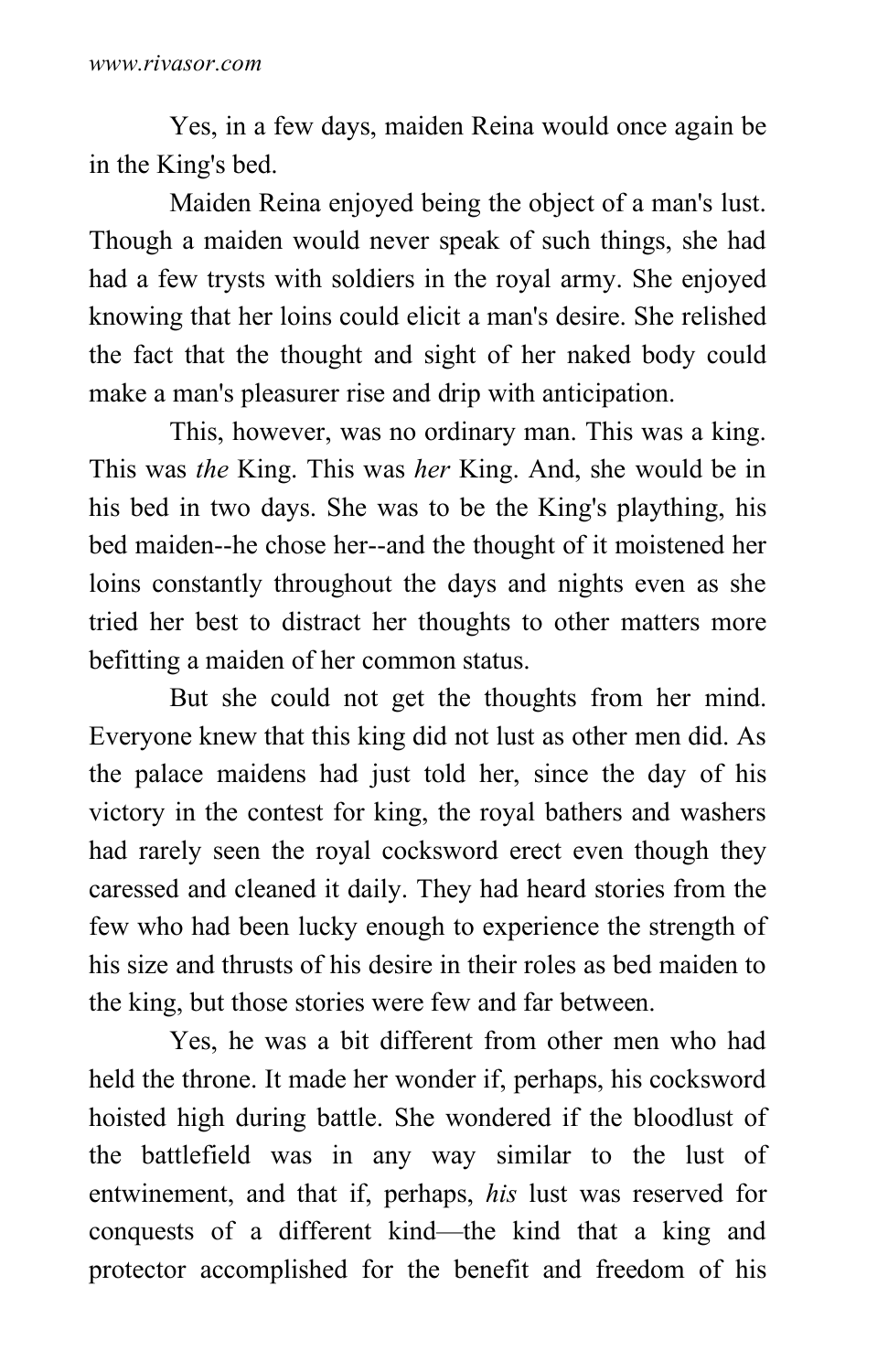Yes, in a few days, maiden Reina would once again be in the King's bed.

Maiden Reina enjoyed being the object of a man's lust. Though a maiden would never speak of such things, she had had a few trysts with soldiers in the royal army. She enjoyed knowing that her loins could elicit a man's desire. She relished the fact that the thought and sight of her naked body could make a man's pleasurer rise and drip with anticipation.

This, however, was no ordinary man. This was a king. This was *the* King. This was *her* King. And, she would be in his bed in two days. She was to be the King's plaything, his bed maiden--he chose her--and the thought of it moistened her loins constantly throughout the days and nights even as she tried her best to distract her thoughts to other matters more befitting a maiden of her common status.

But she could not get the thoughts from her mind. Everyone knew that this king did not lust as other men did. As the palace maidens had just told her, since the day of his victory in the contest for king, the royal bathers and washers had rarely seen the royal cocksword erect even though they caressed and cleaned it daily. They had heard stories from the few who had been lucky enough to experience the strength of his size and thrusts of his desire in their roles as bed maiden to the king, but those stories were few and far between.

Yes, he was a bit different from other men who had held the throne. It made her wonder if, perhaps, his cocksword hoisted high during battle. She wondered if the bloodlust of the battlefield was in any way similar to the lust of entwinement, and that if, perhaps, *his* lust was reserved for conquests of a different kind—the kind that a king and protector accomplished for the benefit and freedom of his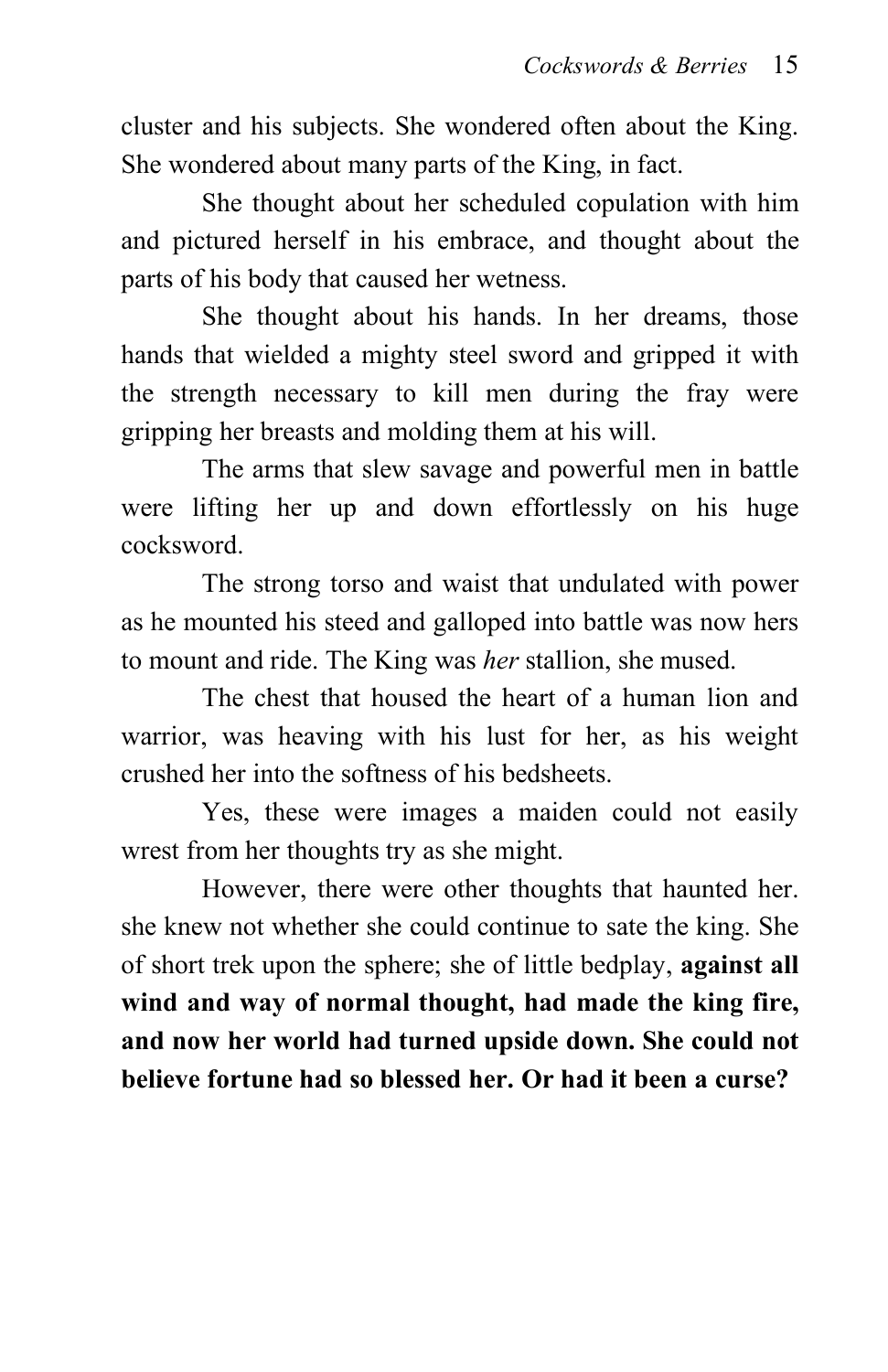cluster and his subjects. She wondered often about the King. She wondered about many parts of the King, in fact.

She thought about her scheduled copulation with him and pictured herself in his embrace, and thought about the parts of his body that caused her wetness.

She thought about his hands. In her dreams, those hands that wielded a mighty steel sword and gripped it with the strength necessary to kill men during the fray were gripping her breasts and molding them at his will.

The arms that slew savage and powerful men in battle were lifting her up and down effortlessly on his huge cocksword.

The strong torso and waist that undulated with power as he mounted his steed and galloped into battle was now hers to mount and ride. The King was *her* stallion, she mused.

The chest that housed the heart of a human lion and warrior, was heaving with his lust for her, as his weight crushed her into the softness of his bedsheets.

Yes, these were images a maiden could not easily wrest from her thoughts try as she might.

However, there were other thoughts that haunted her. she knew not whether she could continue to sate the king. She of short trek upon the sphere; she of little bedplay, **against all wind and way of normal thought, had made the king fire, and now her world had turned upside down. She could not believe fortune had so blessed her. Or had it been a curse?**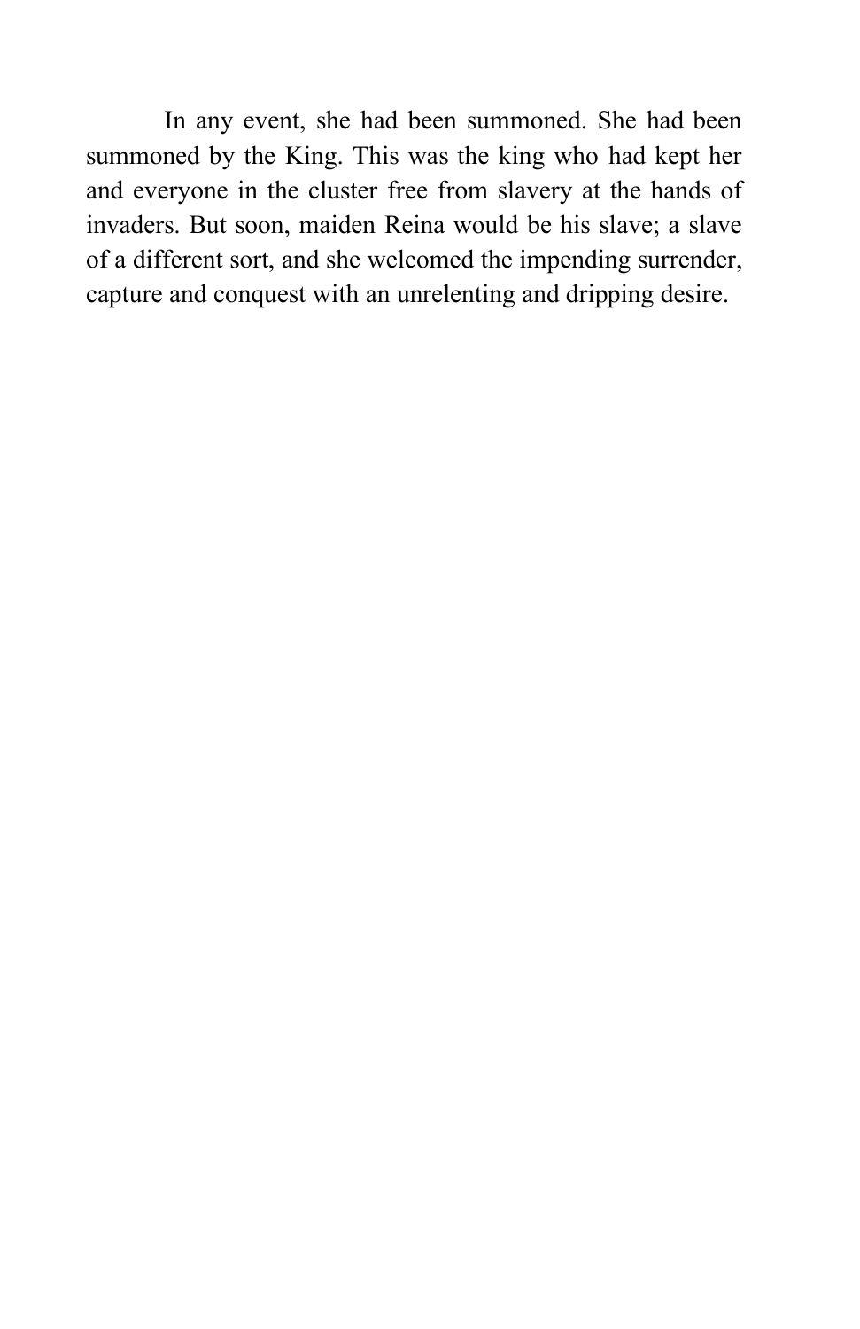In any event, she had been summoned. She had been summoned by the King. This was the king who had kept her and everyone in the cluster free from slavery at the hands of invaders. But soon, maiden Reina would be his slave; a slave of a different sort, and she welcomed the impending surrender, capture and conquest with an unrelenting and dripping desire.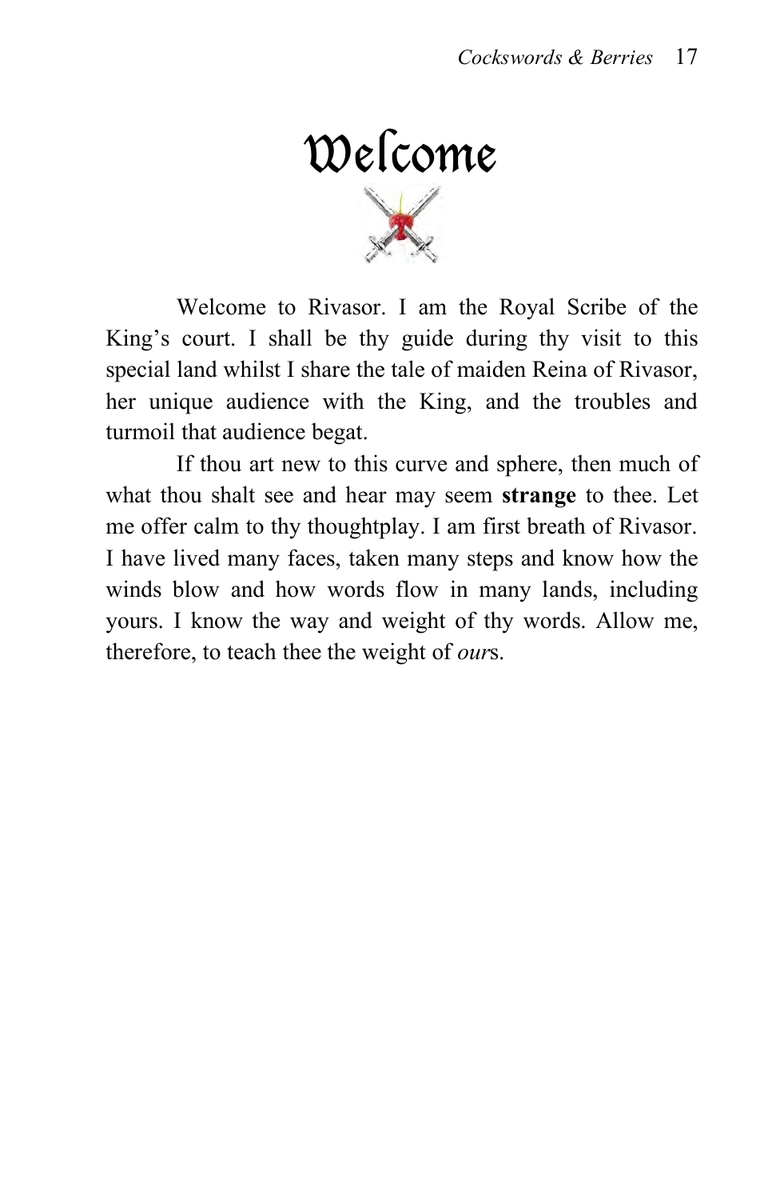# Welcome

Welcome to Rivasor. I am the Royal Scribe of the King's court. I shall be thy guide during thy visit to this special land whilst I share the tale of maiden Reina of Rivasor, her unique audience with the King, and the troubles and turmoil that audience begat.

If thou art new to this curve and sphere, then much of what thou shalt see and hear may seem **strange** to thee. Let me offer calm to thy thoughtplay. I am first breath of Rivasor. I have lived many faces, taken many steps and know how the winds blow and how words flow in many lands, including yours. I know the way and weight of thy words. Allow me, therefore, to teach thee the weight of *our*s.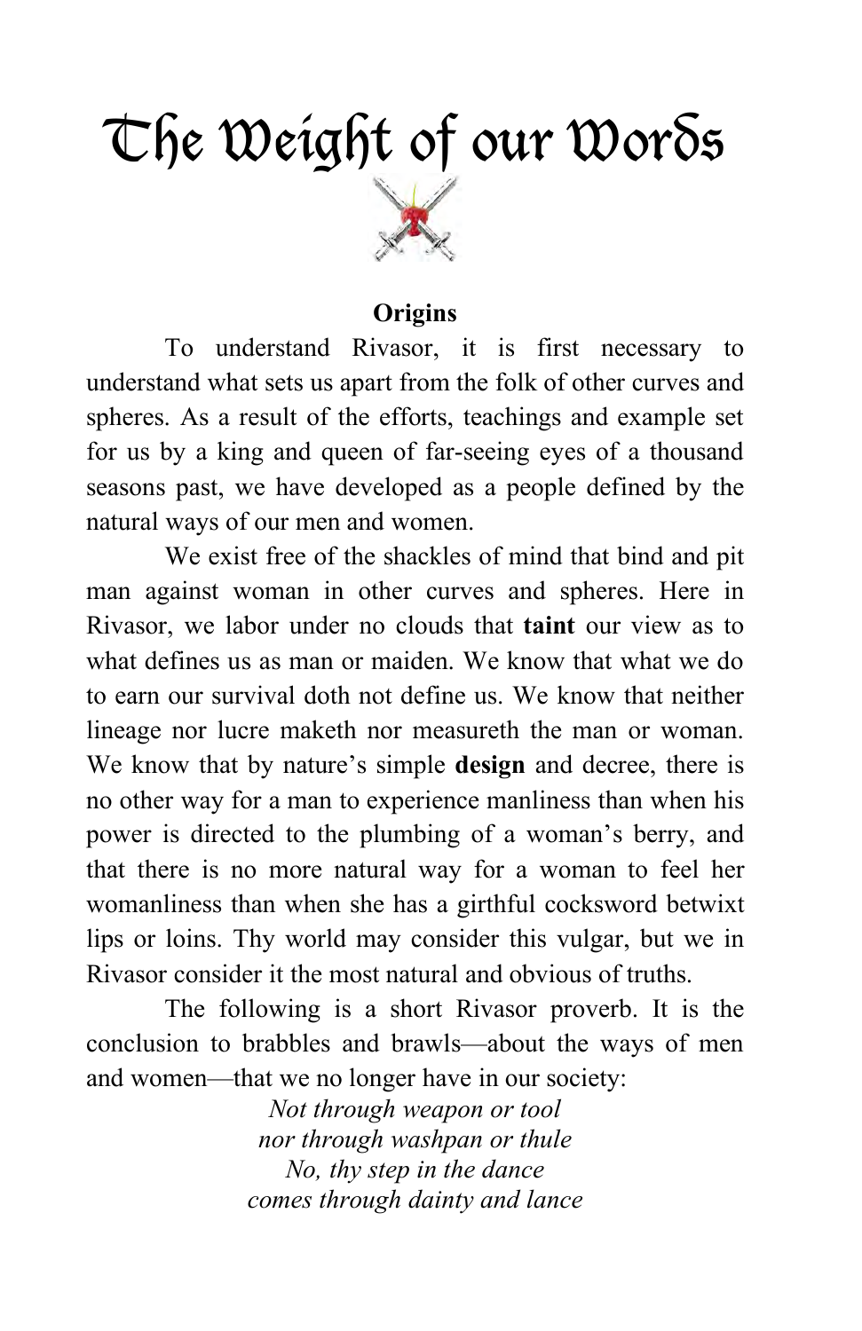# The Weight of our Words

**Origins**

To understand Rivasor, it is first necessary to understand what sets us apart from the folk of other curves and spheres. As a result of the efforts, teachings and example set for us by a king and queen of far-seeing eyes of a thousand seasons past, we have developed as a people defined by the natural ways of our men and women.

We exist free of the shackles of mind that bind and pit man against woman in other curves and spheres. Here in Rivasor, we labor under no clouds that **taint** our view as to what defines us as man or maiden. We know that what we do to earn our survival doth not define us. We know that neither lineage nor lucre maketh nor measureth the man or woman. We know that by nature's simple **design** and decree, there is no other way for a man to experience manliness than when his power is directed to the plumbing of a woman's berry, and that there is no more natural way for a woman to feel her womanliness than when she has a girthful cocksword betwixt lips or loins. Thy world may consider this vulgar, but we in Rivasor consider it the most natural and obvious of truths.

The following is a short Rivasor proverb. It is the conclusion to brabbles and brawls—about the ways of men and women—that we no longer have in our society:

*Not through weapon or tool*
*nor through washpan or thule*
*No, thy step in the dance*
*comes through dainty and lance*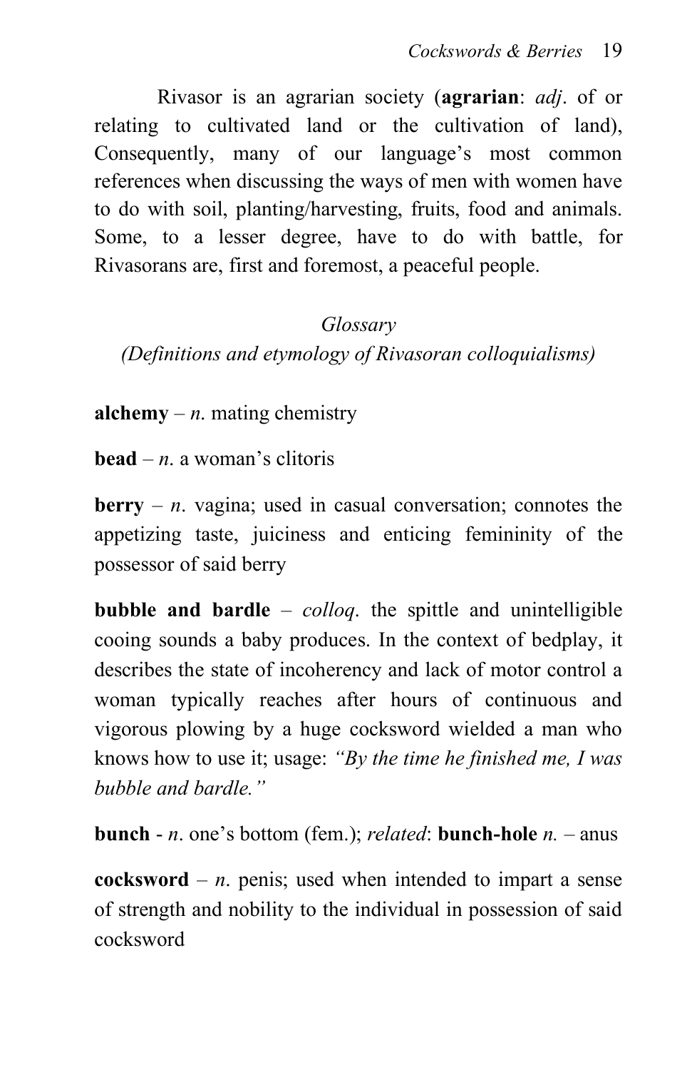Rivasor is an agrarian society (**agrarian**: *adj*. of or relating to cultivated land or the cultivation of land), Consequently, many of our language's most common references when discussing the ways of men with women have to do with soil, planting/harvesting, fruits, food and animals. Some, to a lesser degree, have to do with battle, for Rivasorans are, first and foremost, a peaceful people.

*Glossary*
*(Definitions and etymology of Rivasoran colloquialisms)*

**alchemy** – *n.* mating chemistry

**bead** – *n.* a woman's clitoris

**berry** – *n*. vagina; used in casual conversation; connotes the appetizing taste, juiciness and enticing femininity of the possessor of said berry

**bubble and bardle** – *colloq*. the spittle and unintelligible cooing sounds a baby produces. In the context of bedplay, it describes the state of incoherency and lack of motor control a woman typically reaches after hours of continuous and vigorous plowing by a huge cocksword wielded a man who knows how to use it; usage: *"By the time he finished me, I was bubble and bardle."*

**bunch** - *n*. one's bottom (fem.); *related*: **bunch-hole** *n.* – anus

**cocksword** – *n*. penis; used when intended to impart a sense of strength and nobility to the individual in possession of said cocksword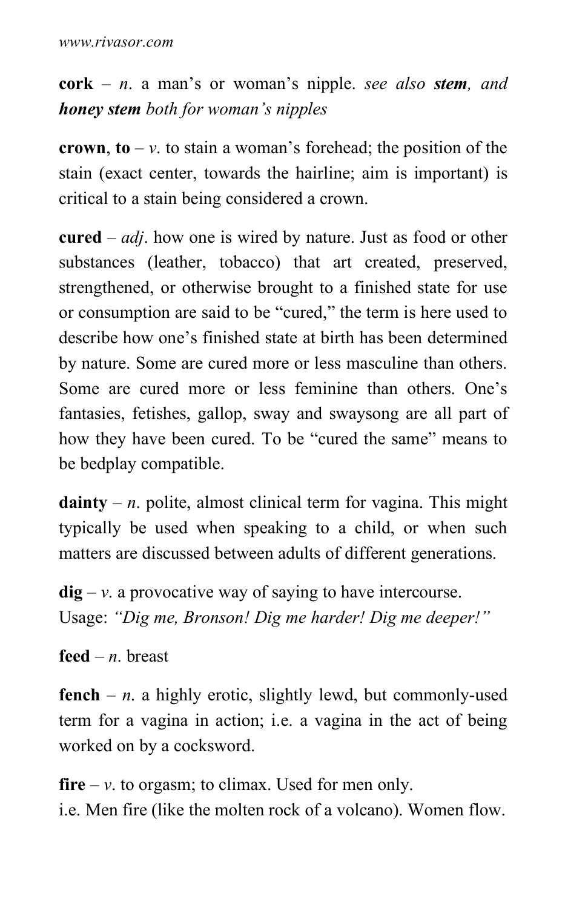**cork** – *n*. a man's or woman's nipple. *see also* ***stem****, and* ***honey stem*** *both for woman's nipples*

**crown**, **to** – *v*. to stain a woman's forehead; the position of the stain (exact center, towards the hairline; aim is important) is critical to a stain being considered a crown.

**cured** – *adj*. how one is wired by nature. Just as food or other substances (leather, tobacco) that art created, preserved, strengthened, or otherwise brought to a finished state for use or consumption are said to be "cured," the term is here used to describe how one's finished state at birth has been determined by nature. Some are cured more or less masculine than others. Some are cured more or less feminine than others. One's fantasies, fetishes, gallop, sway and swaysong are all part of how they have been cured. To be "cured the same" means to be bedplay compatible.

**dainty** – *n*. polite, almost clinical term for vagina. This might typically be used when speaking to a child, or when such matters are discussed between adults of different generations.

**dig** – *v*. a provocative way of saying to have intercourse.
Usage: *"Dig me, Bronson! Dig me harder! Dig me deeper!"*

**feed** – *n*. breast

**fench** – *n*. a highly erotic, slightly lewd, but commonly-used term for a vagina in action; i.e. a vagina in the act of being worked on by a cocksword.

**fire** – *v*. to orgasm; to climax. Used for men only.
i.e. Men fire (like the molten rock of a volcano). Women flow.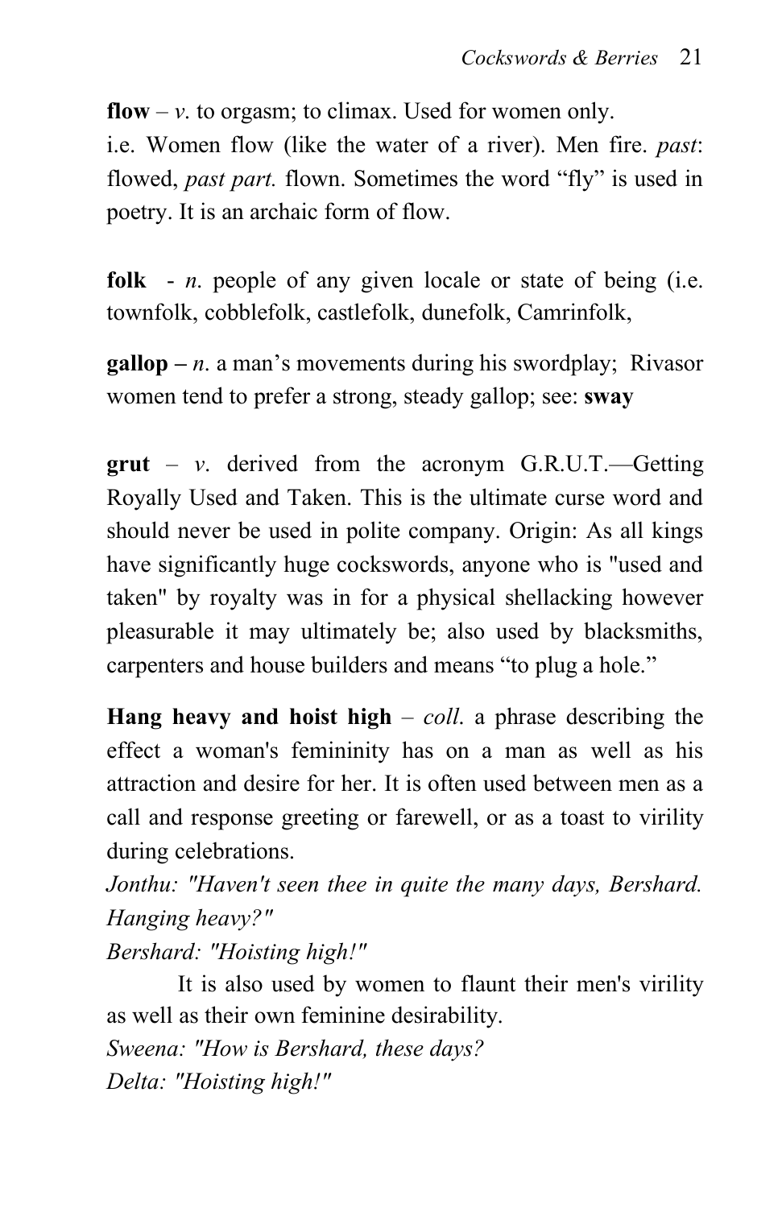**flow** – *v*. to orgasm; to climax. Used for women only.
i.e. Women flow (like the water of a river). Men fire. *past*: flowed, *past part.* flown. Sometimes the word "fly" is used in poetry. It is an archaic form of flow.

**folk** - *n*. people of any given locale or state of being (i.e. townfolk, cobblefolk, castlefolk, dunefolk, Camrinfolk,

**gallop –** *n*. a man's movements during his swordplay; Rivasor women tend to prefer a strong, steady gallop; see: **sway**

**grut** – *v*. derived from the acronym G.R.U.T.—Getting Royally Used and Taken. This is the ultimate curse word and should never be used in polite company. Origin: As all kings have significantly huge cockswords, anyone who is "used and taken" by royalty was in for a physical shellacking however pleasurable it may ultimately be; also used by blacksmiths, carpenters and house builders and means "to plug a hole."

**Hang heavy and hoist high** – *coll*. a phrase describing the effect a woman's femininity has on a man as well as his attraction and desire for her. It is often used between men as a call and response greeting or farewell, or as a toast to virility during celebrations.
*Jonthu: "Haven't seen thee in quite the many days, Bershard. Hanging heavy?"*
*Bershard: "Hoisting high!"*

It is also used by women to flaunt their men's virility as well as their own feminine desirability.
*Sweena: "How is Bershard, these days?*
*Delta: "Hoisting high!"*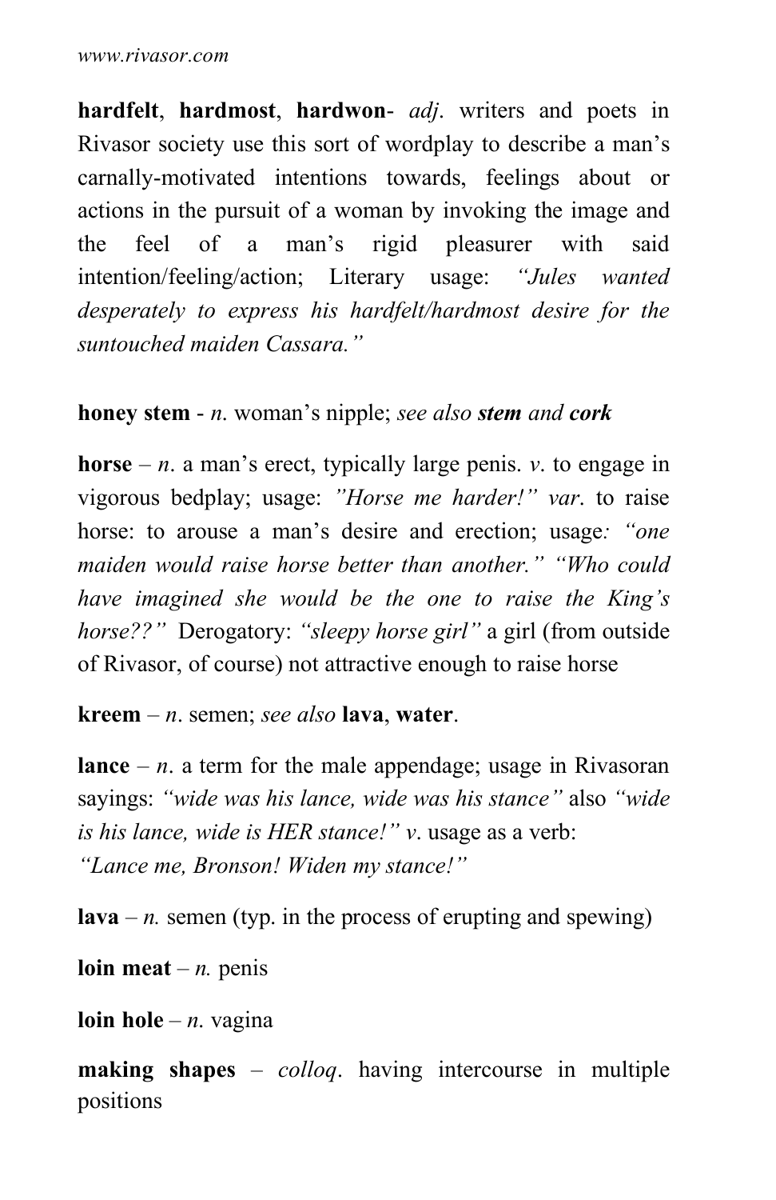**hardfelt**, **hardmost**, **hardwon**- *adj*. writers and poets in Rivasor society use this sort of wordplay to describe a man's carnally-motivated intentions towards, feelings about or actions in the pursuit of a woman by invoking the image and the feel of a man's rigid pleasurer with said intention/feeling/action; Literary usage: *"Jules wanted desperately to express his hardfelt/hardmost desire for the suntouched maiden Cassara."*

**honey stem** - *n*. woman's nipple; *see also* ***stem*** *and* ***cork***

**horse** – *n*. a man's erect, typically large penis. *v*. to engage in vigorous bedplay; usage: *"Horse me harder!" var*. to raise horse: to arouse a man's desire and erection; usage*: "one maiden would raise horse better than another." "Who could have imagined she would be the one to raise the King's horse??"* Derogatory: *"sleepy horse girl"* a girl (from outside of Rivasor, of course) not attractive enough to raise horse

**kreem** – *n*. semen; *see also* **lava**, **water**.

**lance** – *n*. a term for the male appendage; usage in Rivasoran sayings: *"wide was his lance, wide was his stance"* also *"wide is his lance, wide is HER stance!" v*. usage as a verb: *"Lance me, Bronson! Widen my stance!"*

**lava** – *n.* semen (typ. in the process of erupting and spewing)

**loin meat** – *n.* penis

**loin hole** – *n.* vagina

**making shapes** – *colloq*. having intercourse in multiple positions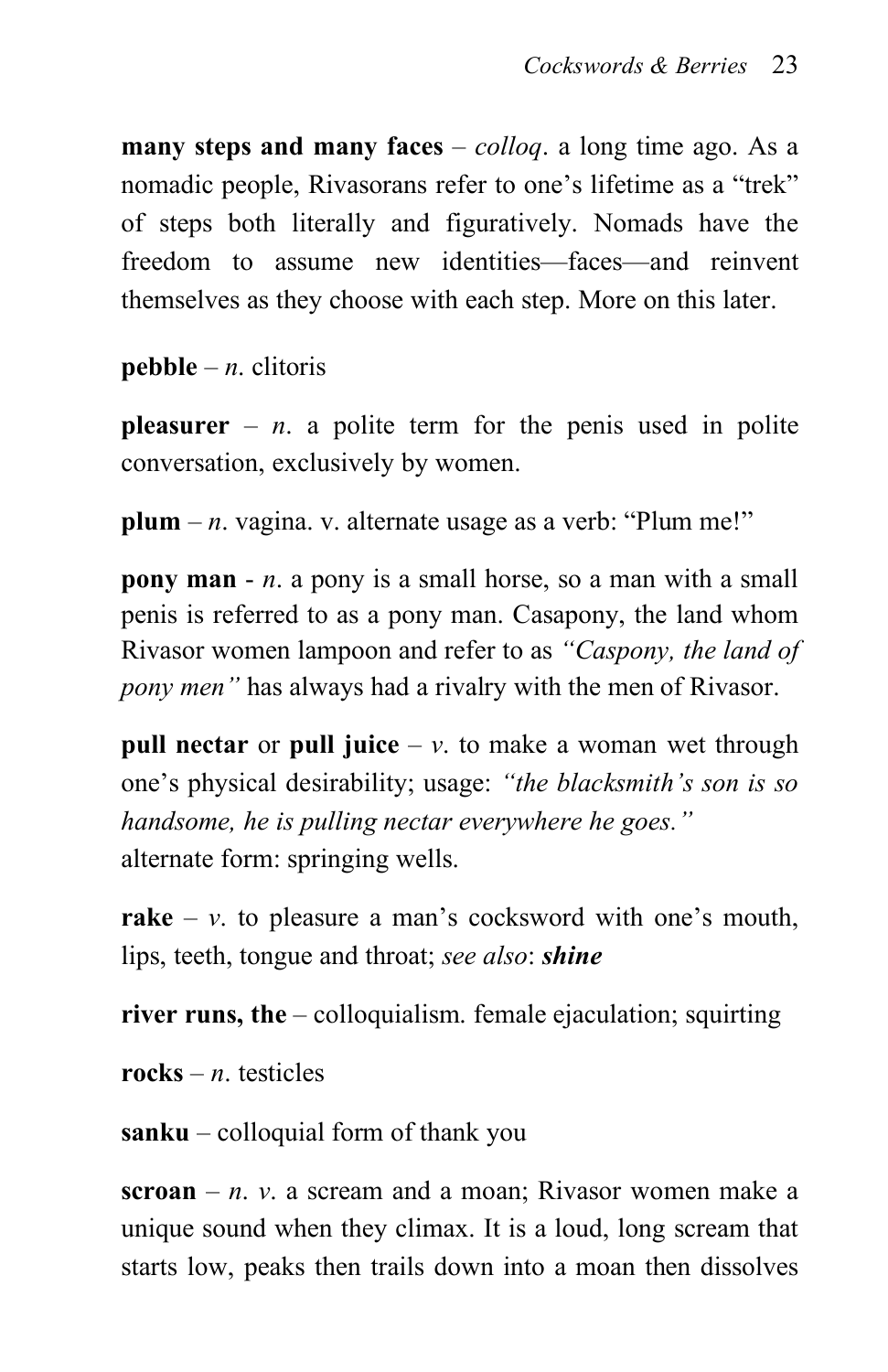**many steps and many faces** – *colloq*. a long time ago. As a nomadic people, Rivasorans refer to one's lifetime as a "trek" of steps both literally and figuratively. Nomads have the freedom to assume new identities—faces—and reinvent themselves as they choose with each step. More on this later.

**pebble** – *n*. clitoris

**pleasurer** – *n*. a polite term for the penis used in polite conversation, exclusively by women.

**plum** – *n*. vagina. v. alternate usage as a verb: "Plum me!"

**pony man** - *n*. a pony is a small horse, so a man with a small penis is referred to as a pony man. Casapony, the land whom Rivasor women lampoon and refer to as *"Caspony, the land of pony men"* has always had a rivalry with the men of Rivasor.

**pull nectar** or **pull juice** – *v*. to make a woman wet through one's physical desirability; usage: *"the blacksmith's son is so handsome, he is pulling nectar everywhere he goes."*
alternate form: springing wells.

**rake** – *v*. to pleasure a man's cocksword with one's mouth, lips, teeth, tongue and throat; *see also*: ***shine***

**river runs, the** – colloquialism. female ejaculation; squirting

**rocks** – *n*. testicles

**sanku** – colloquial form of thank you

**scroan** – *n*. *v*. a scream and a moan; Rivasor women make a unique sound when they climax. It is a loud, long scream that starts low, peaks then trails down into a moan then dissolves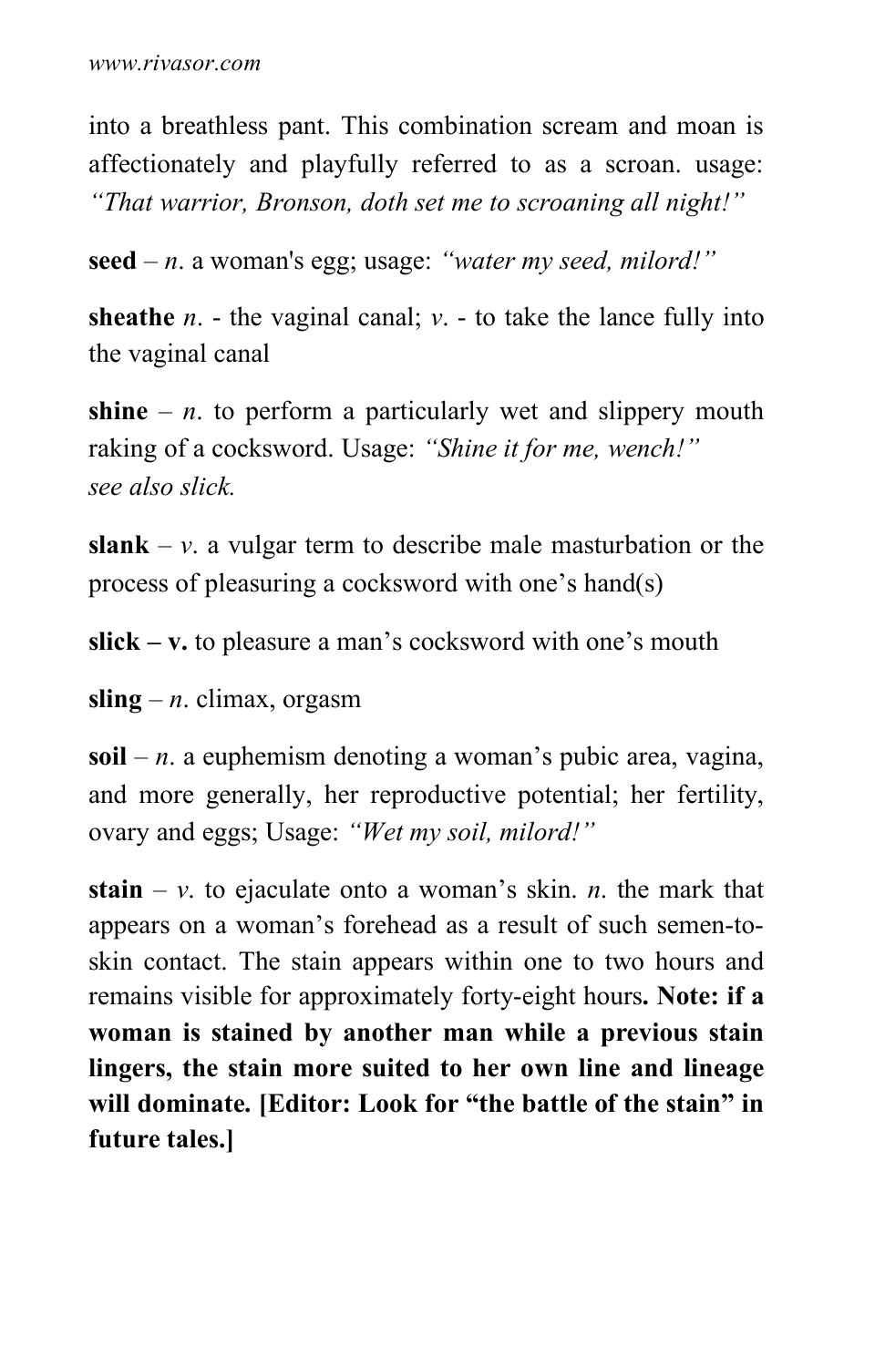into a breathless pant. This combination scream and moan is affectionately and playfully referred to as a scroan. usage: *"That warrior, Bronson, doth set me to scroaning all night!"*

**seed** – *n*. a woman's egg; usage: *"water my seed, milord!"*

**sheathe** *n*. - the vaginal canal; *v*. - to take the lance fully into the vaginal canal

**shine** – *n*. to perform a particularly wet and slippery mouth raking of a cocksword. Usage: *"Shine it for me, wench!"*
*see also slick.*

**slank** – *v*. a vulgar term to describe male masturbation or the process of pleasuring a cocksword with one's hand(s)

**slick – v.** to pleasure a man's cocksword with one's mouth

**sling** – *n*. climax, orgasm

**soil** – *n*. a euphemism denoting a woman's pubic area, vagina, and more generally, her reproductive potential; her fertility, ovary and eggs; Usage: *"Wet my soil, milord!"*

**stain** – *v*. to ejaculate onto a woman's skin. *n*. the mark that appears on a woman's forehead as a result of such semen-to-skin contact. The stain appears within one to two hours and remains visible for approximately forty-eight hours**. Note: if a woman is stained by another man while a previous stain lingers, the stain more suited to her own line and lineage will dominate. [Editor: Look for "the battle of the stain" in future tales.]**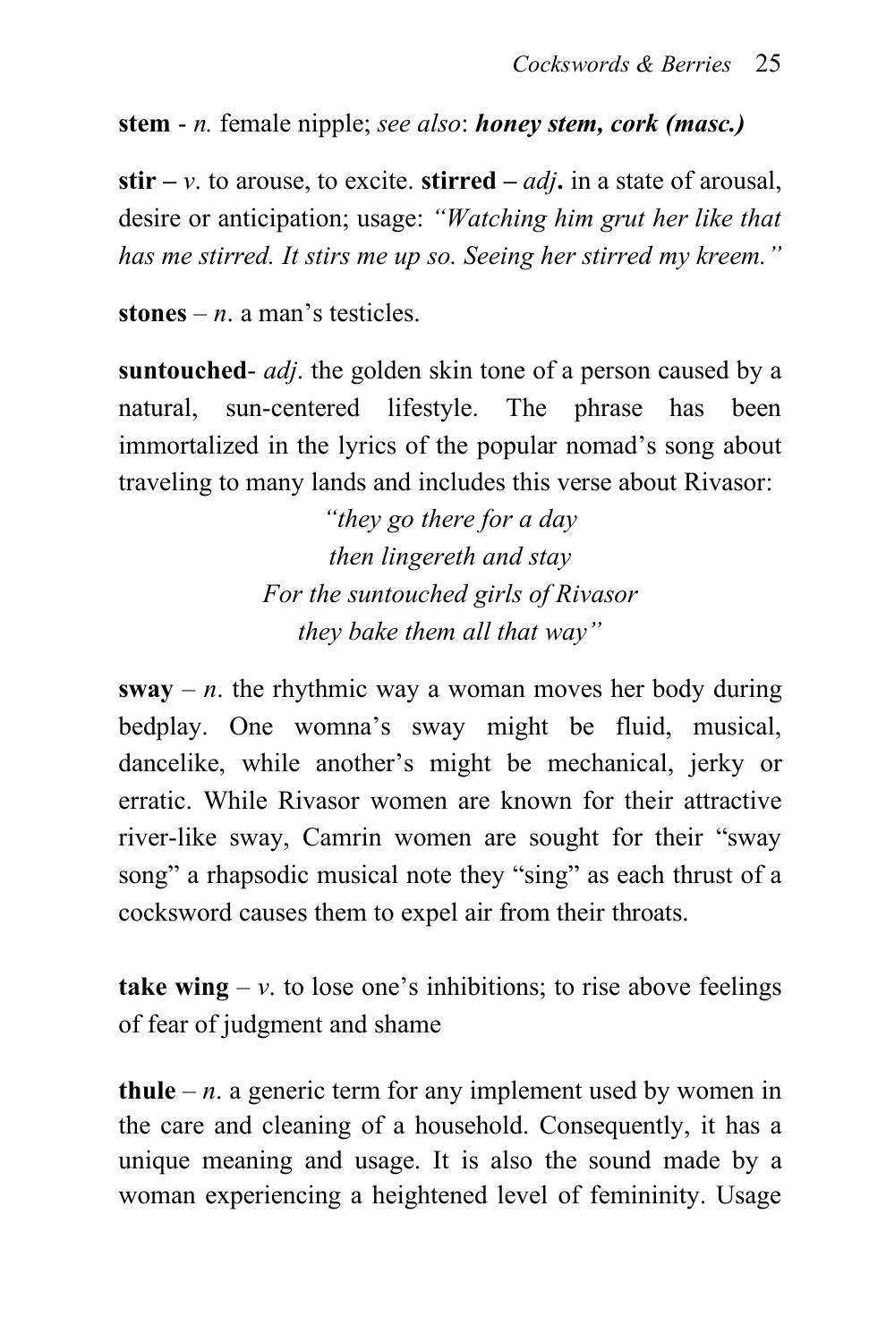**stem** - *n.* female nipple; *see also*: ***honey stem, cork (masc.)***

**stir** – *v*. to arouse, to excite. **stirred** – *adj***.** in a state of arousal, desire or anticipation; usage: *"Watching him grut her like that has me stirred. It stirs me up so. Seeing her stirred my kreem."*

**stones** – *n*. a man's testicles.

**suntouched**- *adj*. the golden skin tone of a person caused by a natural, sun-centered lifestyle. The phrase has been immortalized in the lyrics of the popular nomad's song about traveling to many lands and includes this verse about Rivasor:

*"they go there for a day*
*then lingereth and stay*
*For the suntouched girls of Rivasor*
*they bake them all that way"*

**sway** – *n*. the rhythmic way a woman moves her body during bedplay. One womna's sway might be fluid, musical, dancelike, while another's might be mechanical, jerky or erratic. While Rivasor women are known for their attractive river-like sway, Camrin women are sought for their "sway song" a rhapsodic musical note they "sing" as each thrust of a cocksword causes them to expel air from their throats.

**take wing** – *v*. to lose one's inhibitions; to rise above feelings of fear of judgment and shame

**thule** – *n*. a generic term for any implement used by women in the care and cleaning of a household. Consequently, it has a unique meaning and usage. It is also the sound made by a woman experiencing a heightened level of femininity. Usage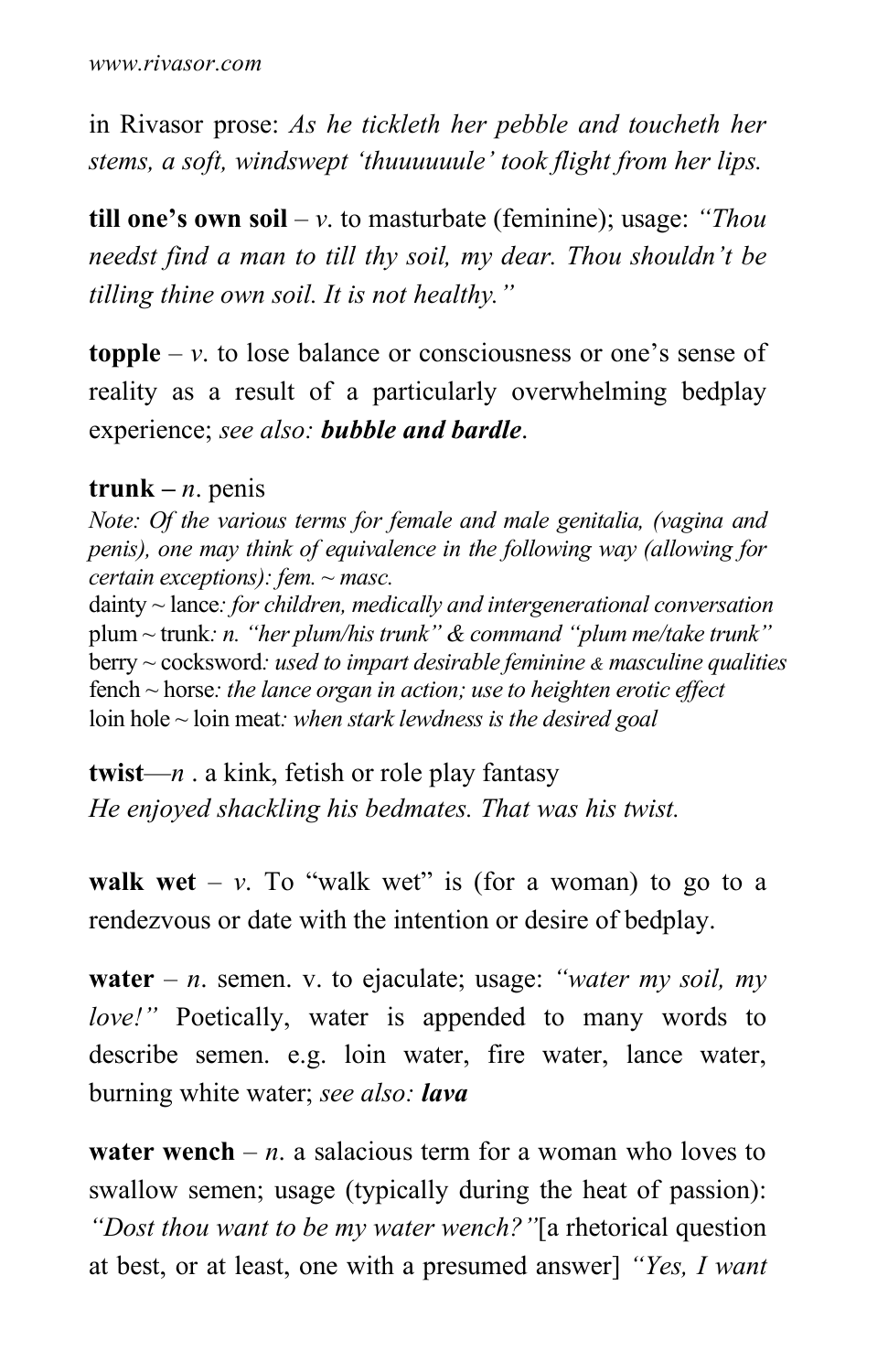in Rivasor prose: *As he tickleth her pebble and toucheth her stems, a soft, windswept 'thuuuuuule' took flight from her lips.*

**till one's own soil** – *v*. to masturbate (feminine); usage: *"Thou needst find a man to till thy soil, my dear. Thou shouldn't be tilling thine own soil. It is not healthy."*

**topple** – *v*. to lose balance or consciousness or one's sense of reality as a result of a particularly overwhelming bedplay experience; *see also: **bubble and bardle***.

**trunk –** *n*. penis

*Note: Of the various terms for female and male genitalia, (vagina and penis), one may think of equivalence in the following way (allowing for certain exceptions): fem. ~ masc.*

dainty ~ lance*: for children, medically and intergenerational conversation*
plum ~ trunk*: n. "her plum/his trunk" & command "plum me/take trunk"*
berry ~ cocksword*: used to impart desirable feminine & masculine qualities*
fench ~ horse*: the lance organ in action; use to heighten erotic effect*
loin hole ~ loin meat*: when stark lewdness is the desired goal*

**twist**—*n* . a kink, fetish or role play fantasy
*He enjoyed shackling his bedmates. That was his twist.*

**walk wet** – *v*. To "walk wet" is (for a woman) to go to a rendezvous or date with the intention or desire of bedplay.

**water** – *n*. semen. v. to ejaculate; usage: *"water my soil, my love!"* Poetically, water is appended to many words to describe semen. e.g. loin water, fire water, lance water, burning white water; *see also: **lava***

**water wench** – *n*. a salacious term for a woman who loves to swallow semen; usage (typically during the heat of passion): *"Dost thou want to be my water wench?"*[a rhetorical question at best, or at least, one with a presumed answer] *"Yes, I want*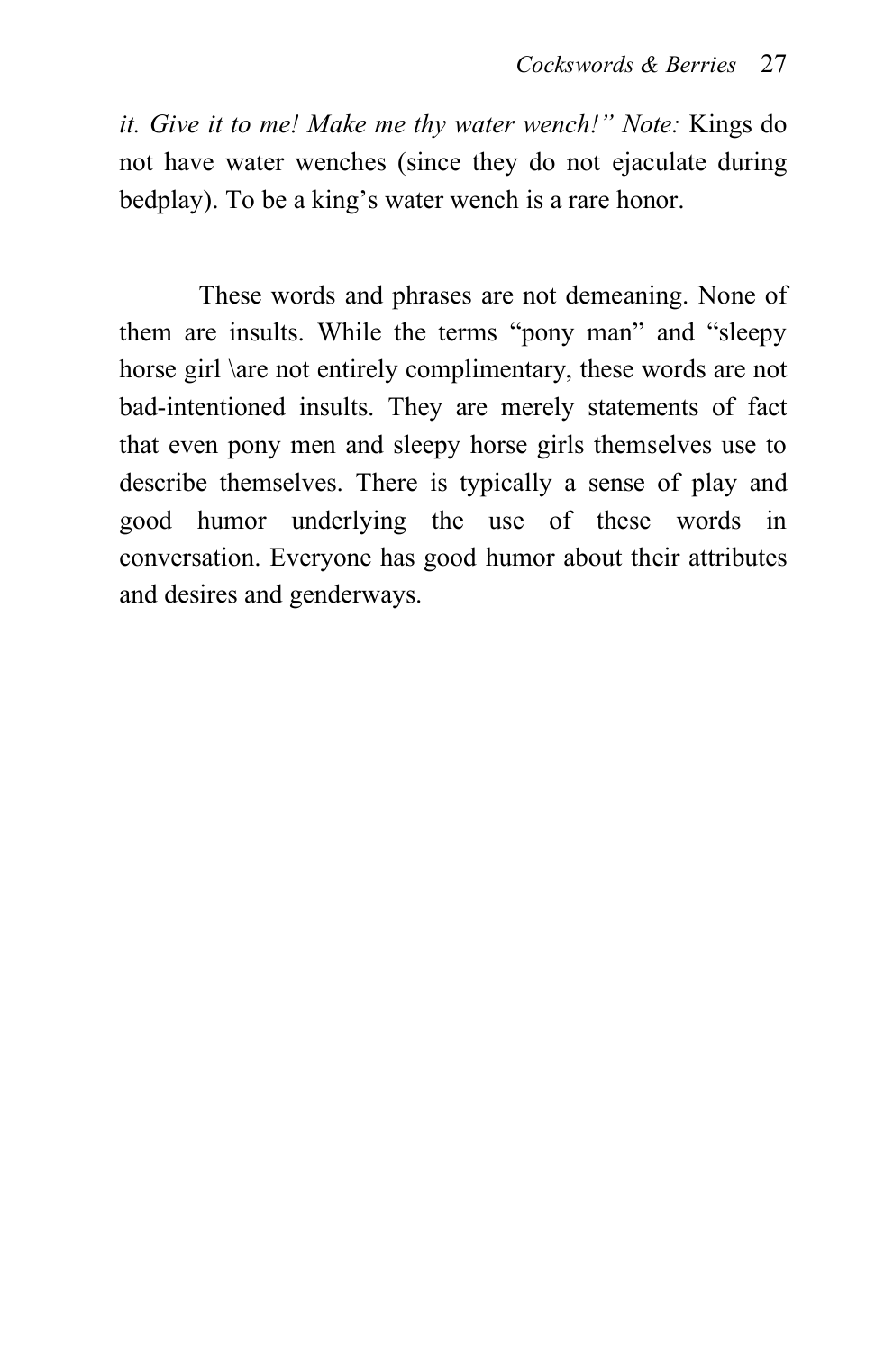*it. Give it to me! Make me thy water wench!" Note:* Kings do not have water wenches (since they do not ejaculate during bedplay). To be a king's water wench is a rare honor.

These words and phrases are not demeaning. None of them are insults. While the terms "pony man" and "sleepy horse girl \are not entirely complimentary, these words are not bad-intentioned insults. They are merely statements of fact that even pony men and sleepy horse girls themselves use to describe themselves. There is typically a sense of play and good humor underlying the use of these words in conversation. Everyone has good humor about their attributes and desires and genderways.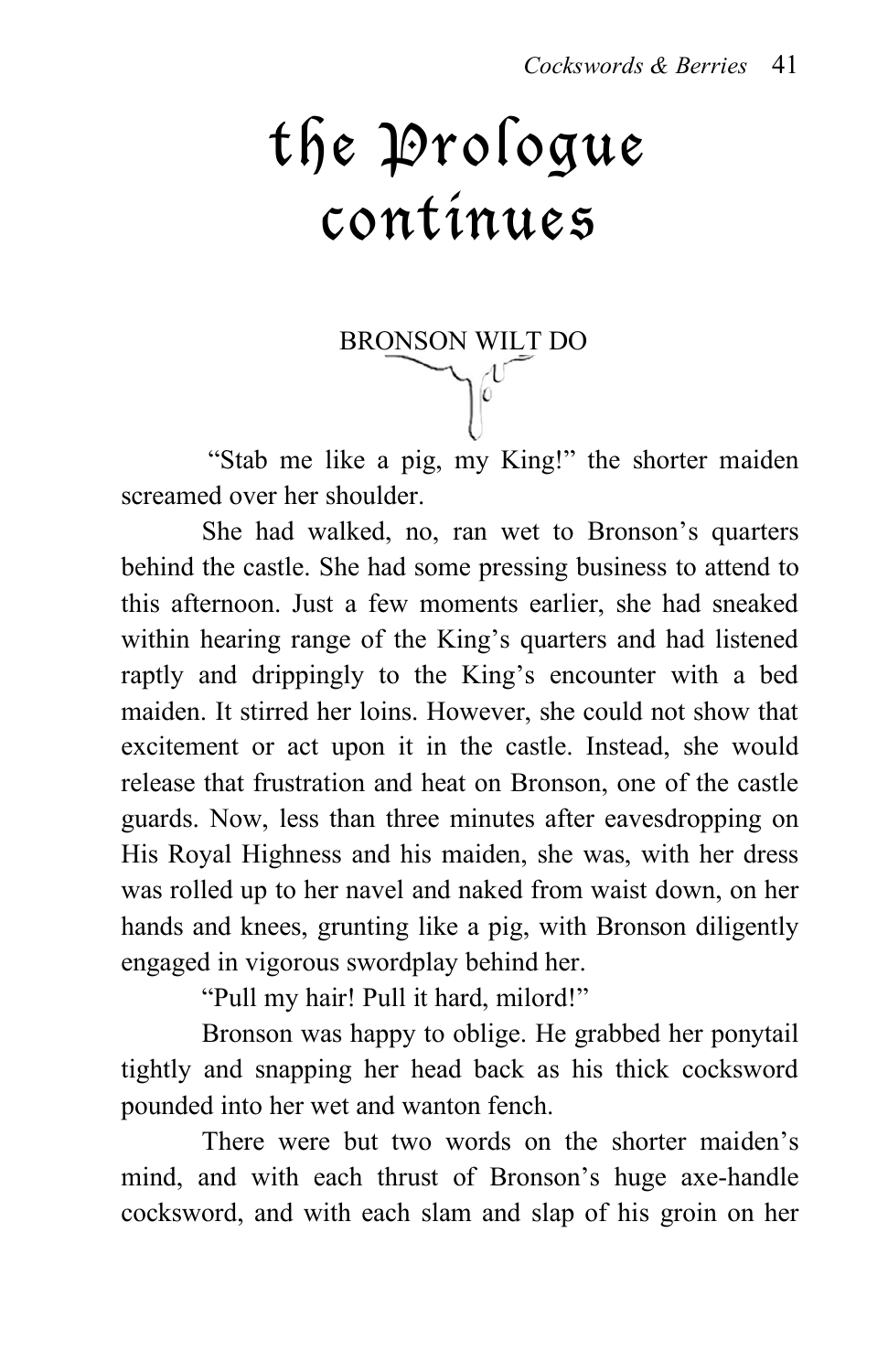# the Prologue continues

BRONSON WILT DO

"Stab me like a pig, my King!" the shorter maiden screamed over her shoulder.

She had walked, no, ran wet to Bronson's quarters behind the castle. She had some pressing business to attend to this afternoon. Just a few moments earlier, she had sneaked within hearing range of the King's quarters and had listened raptly and drippingly to the King's encounter with a bed maiden. It stirred her loins. However, she could not show that excitement or act upon it in the castle. Instead, she would release that frustration and heat on Bronson, one of the castle guards. Now, less than three minutes after eavesdropping on His Royal Highness and his maiden, she was, with her dress was rolled up to her navel and naked from waist down, on her hands and knees, grunting like a pig, with Bronson diligently engaged in vigorous swordplay behind her.

"Pull my hair! Pull it hard, milord!"

Bronson was happy to oblige. He grabbed her ponytail tightly and snapping her head back as his thick cocksword pounded into her wet and wanton fench.

There were but two words on the shorter maiden's mind, and with each thrust of Bronson's huge axe-handle cocksword, and with each slam and slap of his groin on her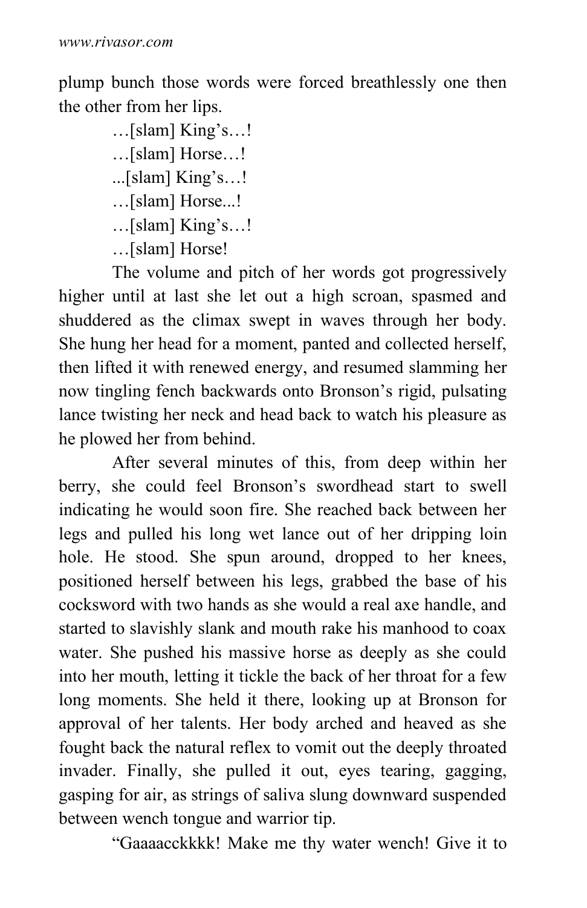plump bunch those words were forced breathlessly one then the other from her lips.

…[slam] King's…!

…[slam] Horse…!

...[slam] King's…!

…[slam] Horse...!

…[slam] King's…!

…[slam] Horse!

The volume and pitch of her words got progressively higher until at last she let out a high scroan, spasmed and shuddered as the climax swept in waves through her body. She hung her head for a moment, panted and collected herself, then lifted it with renewed energy, and resumed slamming her now tingling fench backwards onto Bronson's rigid, pulsating lance twisting her neck and head back to watch his pleasure as he plowed her from behind.

After several minutes of this, from deep within her berry, she could feel Bronson's swordhead start to swell indicating he would soon fire. She reached back between her legs and pulled his long wet lance out of her dripping loin hole. He stood. She spun around, dropped to her knees, positioned herself between his legs, grabbed the base of his cocksword with two hands as she would a real axe handle, and started to slavishly slank and mouth rake his manhood to coax water. She pushed his massive horse as deeply as she could into her mouth, letting it tickle the back of her throat for a few long moments. She held it there, looking up at Bronson for approval of her talents. Her body arched and heaved as she fought back the natural reflex to vomit out the deeply throated invader. Finally, she pulled it out, eyes tearing, gagging, gasping for air, as strings of saliva slung downward suspended between wench tongue and warrior tip.

"Gaaaacckkkk! Make me thy water wench! Give it to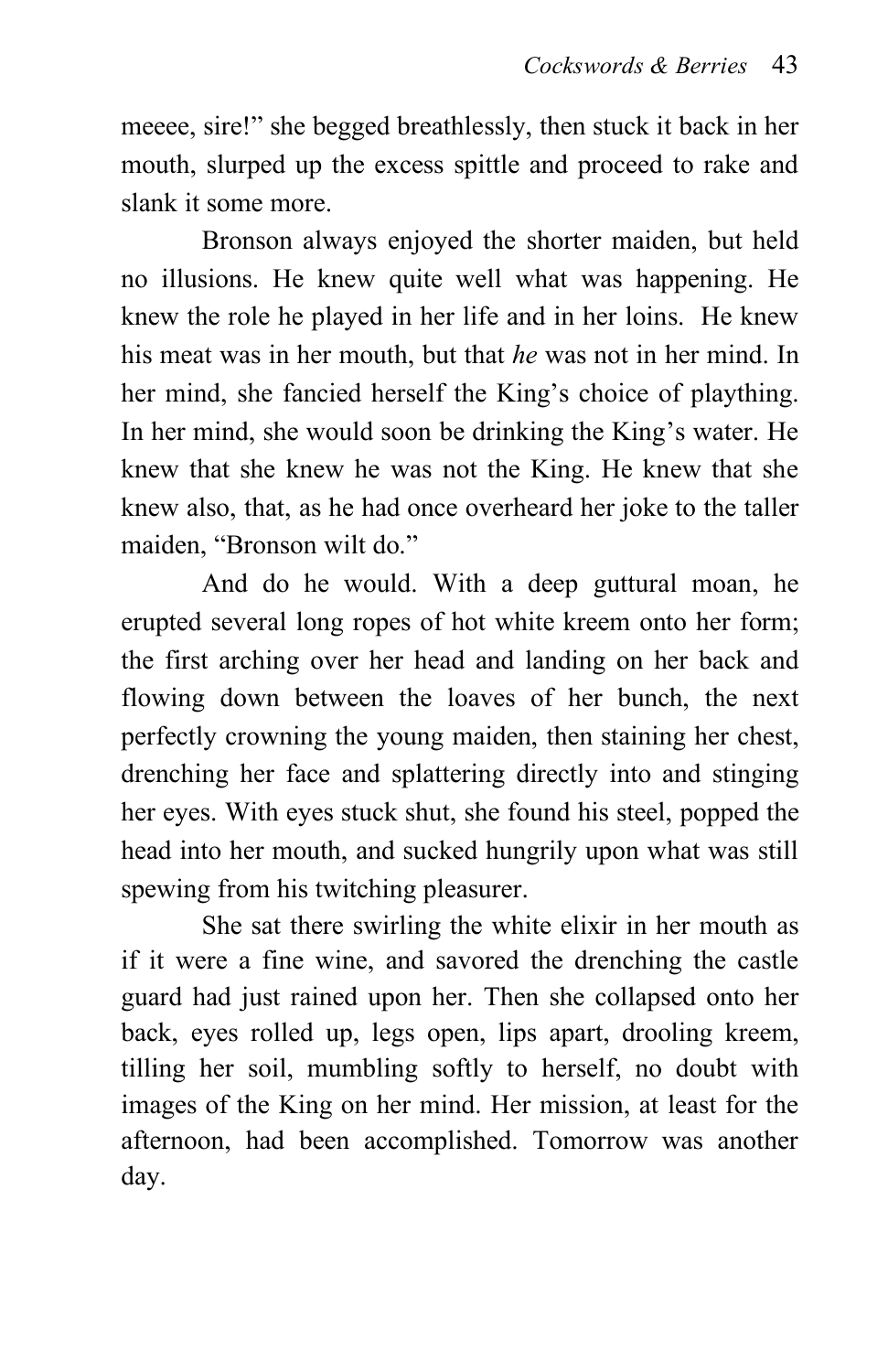meeee, sire!" she begged breathlessly, then stuck it back in her mouth, slurped up the excess spittle and proceed to rake and slank it some more.

Bronson always enjoyed the shorter maiden, but held no illusions. He knew quite well what was happening. He knew the role he played in her life and in her loins. He knew his meat was in her mouth, but that *he* was not in her mind. In her mind, she fancied herself the King's choice of plaything. In her mind, she would soon be drinking the King's water. He knew that she knew he was not the King. He knew that she knew also, that, as he had once overheard her joke to the taller maiden, "Bronson wilt do."

And do he would. With a deep guttural moan, he erupted several long ropes of hot white kreem onto her form; the first arching over her head and landing on her back and flowing down between the loaves of her bunch, the next perfectly crowning the young maiden, then staining her chest, drenching her face and splattering directly into and stinging her eyes. With eyes stuck shut, she found his steel, popped the head into her mouth, and sucked hungrily upon what was still spewing from his twitching pleasurer.

She sat there swirling the white elixir in her mouth as if it were a fine wine, and savored the drenching the castle guard had just rained upon her. Then she collapsed onto her back, eyes rolled up, legs open, lips apart, drooling kreem, tilling her soil, mumbling softly to herself, no doubt with images of the King on her mind. Her mission, at least for the afternoon, had been accomplished. Tomorrow was another day.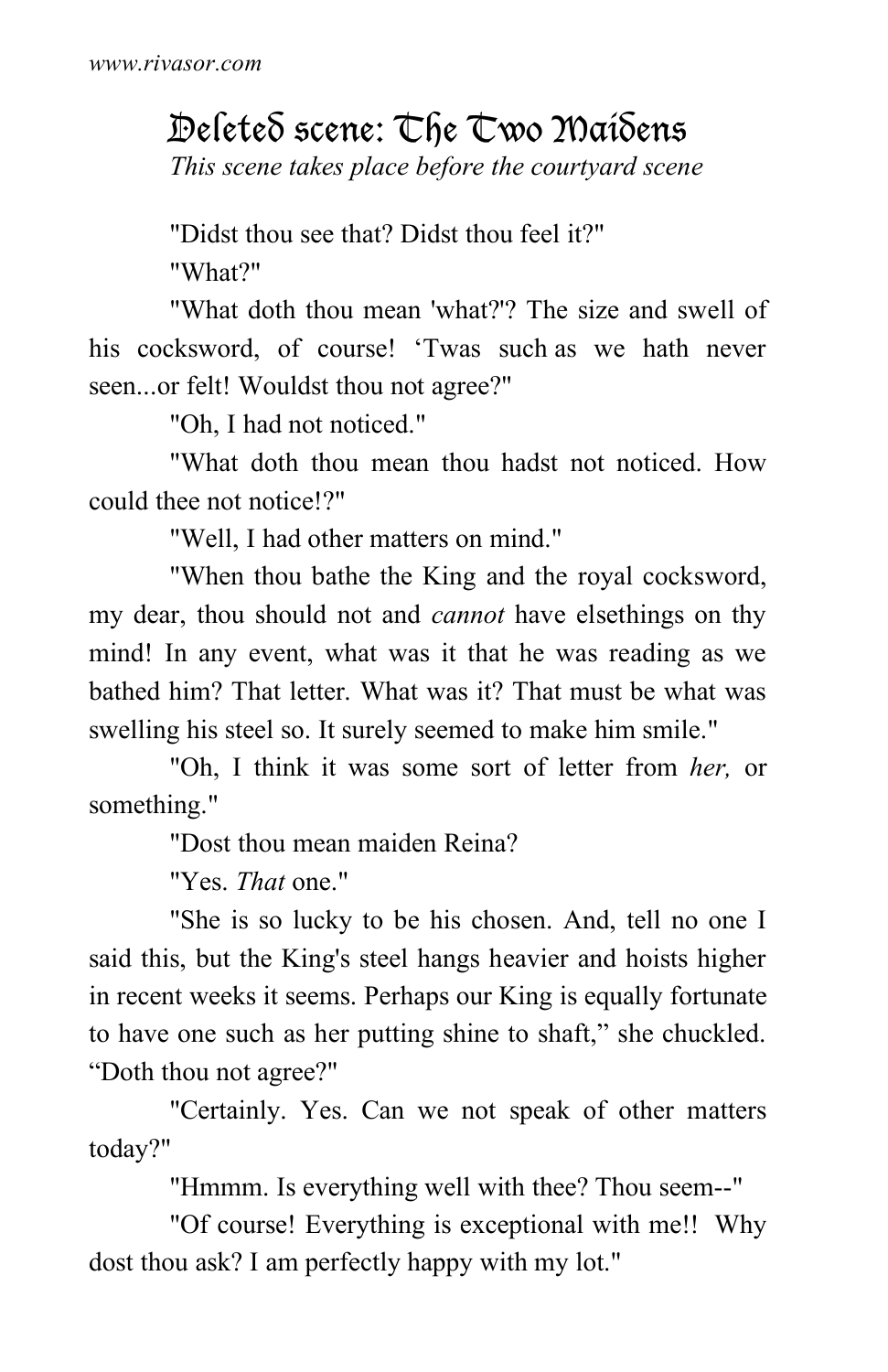# Deleted scene: The Two Maidens

*This scene takes place before the courtyard scene*

"Didst thou see that? Didst thou feel it?"

"What?"

"What doth thou mean 'what?'? The size and swell of his cocksword, of course! 'Twas such as we hath never seen...or felt! Wouldst thou not agree?"

"Oh, I had not noticed."

"What doth thou mean thou hadst not noticed. How could thee not notice!?"

"Well, I had other matters on mind."

"When thou bathe the King and the royal cocksword, my dear, thou should not and *cannot* have elsethings on thy mind! In any event, what was it that he was reading as we bathed him? That letter. What was it? That must be what was swelling his steel so. It surely seemed to make him smile."

"Oh, I think it was some sort of letter from *her,* or something."

"Dost thou mean maiden Reina?

"Yes. *That* one."

"She is so lucky to be his chosen. And, tell no one I said this, but the King's steel hangs heavier and hoists higher in recent weeks it seems. Perhaps our King is equally fortunate to have one such as her putting shine to shaft," she chuckled. "Doth thou not agree?"

"Certainly. Yes. Can we not speak of other matters today?"

"Hmmm. Is everything well with thee? Thou seem--"

"Of course! Everything is exceptional with me!! Why dost thou ask? I am perfectly happy with my lot."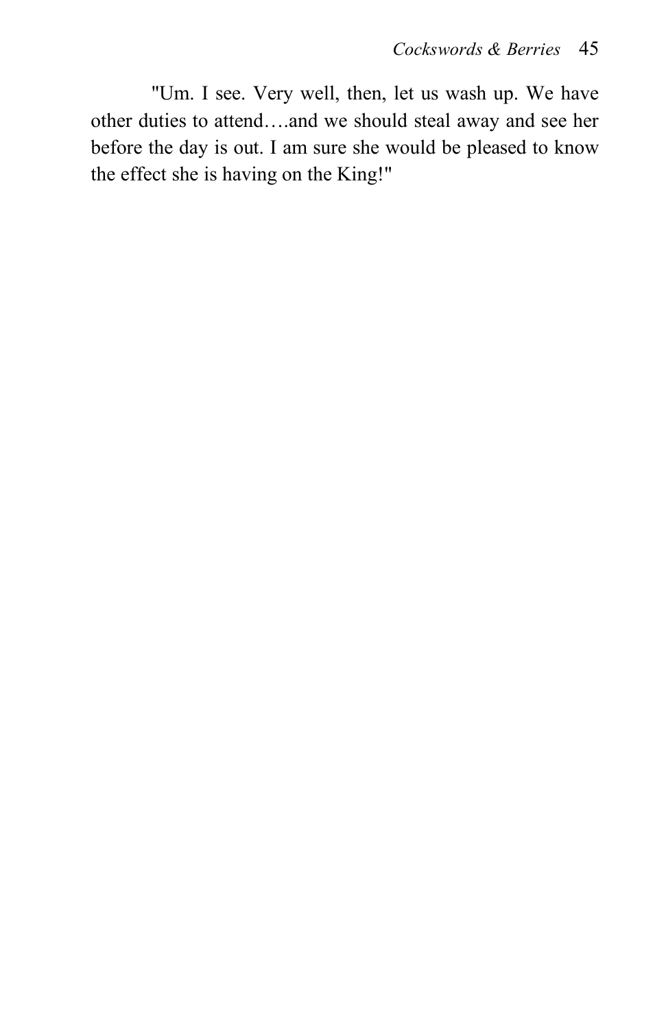"Um. I see. Very well, then, let us wash up. We have other duties to attend….and we should steal away and see her before the day is out. I am sure she would be pleased to know the effect she is having on the King!"